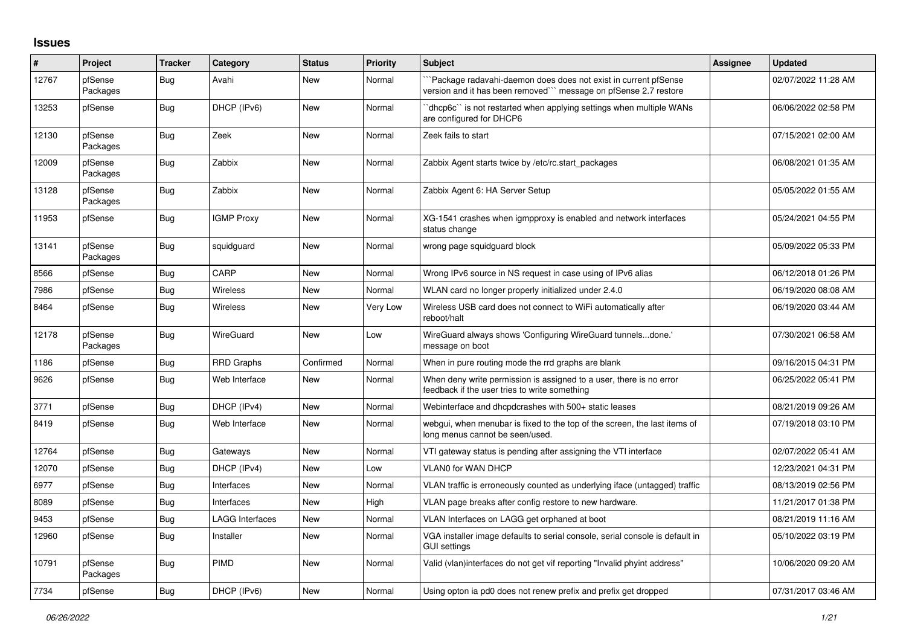## Issues

| # | Project | Tracker | Category | Status | Priority | Subject | Assignee | Updated |
|---|---|---|---|---|---|---|---|---|
| 12767 | pfSense Packages | Bug | Avahi | New | Normal | ```Package radavahi-daemon does does not exist in current pfSense version and it has been removed``` message on pfSense 2.7 restore | | 02/07/2022 11:28 AM |
| 13253 | pfSense | Bug | DHCP (IPv6) | New | Normal | ``dhcp6c`` is not restarted when applying settings when multiple WANs are configured for DHCP6 | | 06/06/2022 02:58 PM |
| 12130 | pfSense Packages | Bug | Zeek | New | Normal | Zeek fails to start | | 07/15/2021 02:00 AM |
| 12009 | pfSense Packages | Bug | Zabbix | New | Normal | Zabbix Agent starts twice by /etc/rc.start_packages | | 06/08/2021 01:35 AM |
| 13128 | pfSense Packages | Bug | Zabbix | New | Normal | Zabbix Agent 6: HA Server Setup | | 05/05/2022 01:55 AM |
| 11953 | pfSense | Bug | IGMP Proxy | New | Normal | XG-1541 crashes when igmpproxy is enabled and network interfaces status change | | 05/24/2021 04:55 PM |
| 13141 | pfSense Packages | Bug | squidguard | New | Normal | wrong page squidguard block | | 05/09/2022 05:33 PM |
| 8566 | pfSense | Bug | CARP | New | Normal | Wrong IPv6 source in NS request in case using of IPv6 alias | | 06/12/2018 01:26 PM |
| 7986 | pfSense | Bug | Wireless | New | Normal | WLAN card no longer properly initialized under 2.4.0 | | 06/19/2020 08:08 AM |
| 8464 | pfSense | Bug | Wireless | New | Very Low | Wireless USB card does not connect to WiFi automatically after reboot/halt | | 06/19/2020 03:44 AM |
| 12178 | pfSense Packages | Bug | WireGuard | New | Low | WireGuard always shows 'Configuring WireGuard tunnels...done.' message on boot | | 07/30/2021 06:58 AM |
| 1186 | pfSense | Bug | RRD Graphs | Confirmed | Normal | When in pure routing mode the rrd graphs are blank | | 09/16/2015 04:31 PM |
| 9626 | pfSense | Bug | Web Interface | New | Normal | When deny write permission is assigned to a user, there is no error feedback if the user tries to write something | | 06/25/2022 05:41 PM |
| 3771 | pfSense | Bug | DHCP (IPv4) | New | Normal | Webinterface and dhcpdcrashes with 500+ static leases | | 08/21/2019 09:26 AM |
| 8419 | pfSense | Bug | Web Interface | New | Normal | webgui, when menubar is fixed to the top of the screen, the last items of long menus cannot be seen/used. | | 07/19/2018 03:10 PM |
| 12764 | pfSense | Bug | Gateways | New | Normal | VTI gateway status is pending after assigning the VTI interface | | 02/07/2022 05:41 AM |
| 12070 | pfSense | Bug | DHCP (IPv4) | New | Low | VLAN0 for WAN DHCP | | 12/23/2021 04:31 PM |
| 6977 | pfSense | Bug | Interfaces | New | Normal | VLAN traffic is erroneously counted as underlying iface (untagged) traffic | | 08/13/2019 02:56 PM |
| 8089 | pfSense | Bug | Interfaces | New | High | VLAN page breaks after config restore to new hardware. | | 11/21/2017 01:38 PM |
| 9453 | pfSense | Bug | LAGG Interfaces | New | Normal | VLAN Interfaces on LAGG get orphaned at boot | | 08/21/2019 11:16 AM |
| 12960 | pfSense | Bug | Installer | New | Normal | VGA installer image defaults to serial console, serial console is default in GUI settings | | 05/10/2022 03:19 PM |
| 10791 | pfSense Packages | Bug | PIMD | New | Normal | Valid (vlan)interfaces do not get vif reporting "Invalid phyint address" | | 10/06/2020 09:20 AM |
| 7734 | pfSense | Bug | DHCP (IPv6) | New | Normal | Using opton ia pd0 does not renew prefix and prefix get dropped | | 07/31/2017 03:46 AM |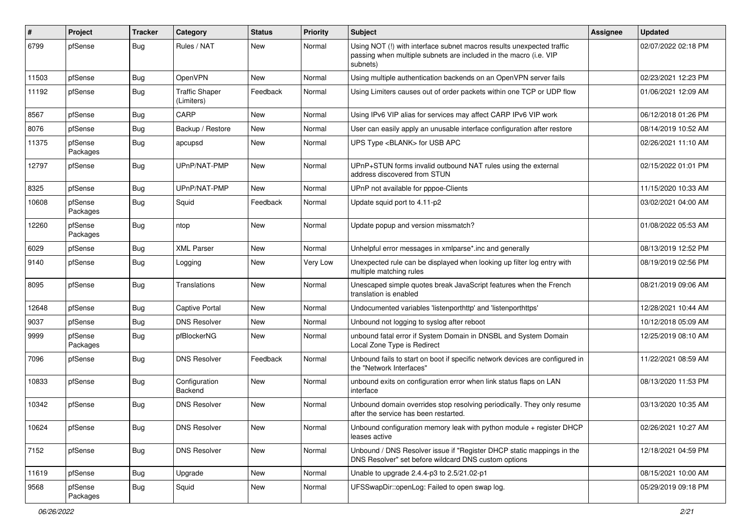| # | Project | Tracker | Category | Status | Priority | Subject | Assignee | Updated |
|---|---|---|---|---|---|---|---|---|
| 6799 | pfSense | Bug | Rules / NAT | New | Normal | Using NOT (!) with interface subnet macros results unexpected traffic passing when multiple subnets are included in the macro (i.e. VIP subnets) | | 02/07/2022 02:18 PM |
| 11503 | pfSense | Bug | OpenVPN | New | Normal | Using multiple authentication backends on an OpenVPN server fails | | 02/23/2021 12:23 PM |
| 11192 | pfSense | Bug | Traffic Shaper (Limiters) | Feedback | Normal | Using Limiters causes out of order packets within one TCP or UDP flow | | 01/06/2021 12:09 AM |
| 8567 | pfSense | Bug | CARP | New | Normal | Using IPv6 VIP alias for services may affect CARP IPv6 VIP work | | 06/12/2018 01:26 PM |
| 8076 | pfSense | Bug | Backup / Restore | New | Normal | User can easily apply an unusable interface configuration after restore | | 08/14/2019 10:52 AM |
| 11375 | pfSense Packages | Bug | apcupsd | New | Normal | UPS Type <BLANK> for USB APC | | 02/26/2021 11:10 AM |
| 12797 | pfSense | Bug | UPnP/NAT-PMP | New | Normal | UPnP+STUN forms invalid outbound NAT rules using the external address discovered from STUN | | 02/15/2022 01:01 PM |
| 8325 | pfSense | Bug | UPnP/NAT-PMP | New | Normal | UPnP not available for pppoe-Clients | | 11/15/2020 10:33 AM |
| 10608 | pfSense Packages | Bug | Squid | Feedback | Normal | Update squid port to 4.11-p2 | | 03/02/2021 04:00 AM |
| 12260 | pfSense Packages | Bug | ntop | New | Normal | Update popup and version missmatch? | | 01/08/2022 05:53 AM |
| 6029 | pfSense | Bug | XML Parser | New | Normal | Unhelpful error messages in xmlparse*.inc and generally | | 08/13/2019 12:52 PM |
| 9140 | pfSense | Bug | Logging | New | Very Low | Unexpected rule can be displayed when looking up filter log entry with multiple matching rules | | 08/19/2019 02:56 PM |
| 8095 | pfSense | Bug | Translations | New | Normal | Unescaped simple quotes break JavaScript features when the French translation is enabled | | 08/21/2019 09:06 AM |
| 12648 | pfSense | Bug | Captive Portal | New | Normal | Undocumented variables 'listenporthttp' and 'listenporthttps' | | 12/28/2021 10:44 AM |
| 9037 | pfSense | Bug | DNS Resolver | New | Normal | Unbound not logging to syslog after reboot | | 10/12/2018 05:09 AM |
| 9999 | pfSense Packages | Bug | pfBlockerNG | New | Normal | unbound fatal error if System Domain in DNSBL and System Domain Local Zone Type is Redirect | | 12/25/2019 08:10 AM |
| 7096 | pfSense | Bug | DNS Resolver | Feedback | Normal | Unbound fails to start on boot if specific network devices are configured in the "Network Interfaces" | | 11/22/2021 08:59 AM |
| 10833 | pfSense | Bug | Configuration Backend | New | Normal | unbound exits on configuration error when link status flaps on LAN interface | | 08/13/2020 11:53 PM |
| 10342 | pfSense | Bug | DNS Resolver | New | Normal | Unbound domain overrides stop resolving periodically. They only resume after the service has been restarted. | | 03/13/2020 10:35 AM |
| 10624 | pfSense | Bug | DNS Resolver | New | Normal | Unbound configuration memory leak with python module + register DHCP leases active | | 02/26/2021 10:27 AM |
| 7152 | pfSense | Bug | DNS Resolver | New | Normal | Unbound / DNS Resolver issue if "Register DHCP static mappings in the DNS Resolver" set before wildcard DNS custom options | | 12/18/2021 04:59 PM |
| 11619 | pfSense | Bug | Upgrade | New | Normal | Unable to upgrade 2.4.4-p3 to 2.5/21.02-p1 | | 08/15/2021 10:00 AM |
| 9568 | pfSense Packages | Bug | Squid | New | Normal | UFSSwapDir::openLog: Failed to open swap log. | | 05/29/2019 09:18 PM |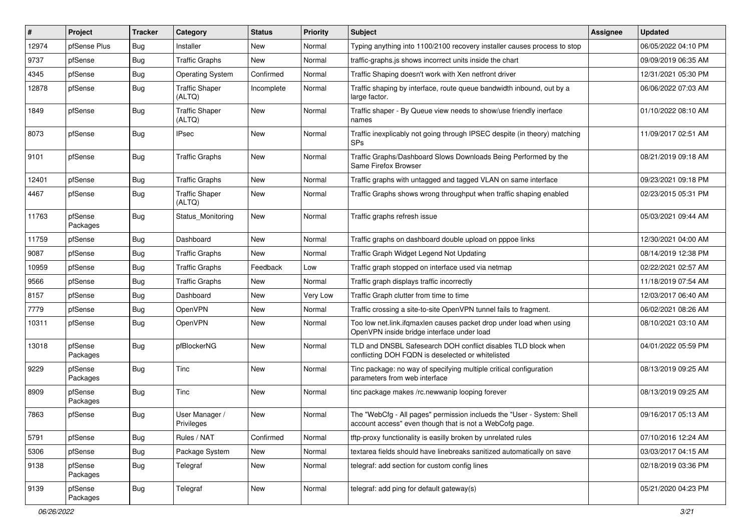| # | Project | Tracker | Category | Status | Priority | Subject | Assignee | Updated |
|---|---|---|---|---|---|---|---|---|
| 12974 | pfSense Plus | Bug | Installer | New | Normal | Typing anything into 1100/2100 recovery installer causes process to stop | | 06/05/2022 04:10 PM |
| 9737 | pfSense | Bug | Traffic Graphs | New | Normal | traffic-graphs.js shows incorrect units inside the chart | | 09/09/2019 06:35 AM |
| 4345 | pfSense | Bug | Operating System | Confirmed | Normal | Traffic Shaping doesn't work with Xen netfront driver | | 12/31/2021 05:30 PM |
| 12878 | pfSense | Bug | Traffic Shaper (ALTQ) | Incomplete | Normal | Traffic shaping by interface, route queue bandwidth inbound, out by a large factor. | | 06/06/2022 07:03 AM |
| 1849 | pfSense | Bug | Traffic Shaper (ALTQ) | New | Normal | Traffic shaper - By Queue view needs to show/use friendly inerface names | | 01/10/2022 08:10 AM |
| 8073 | pfSense | Bug | IPsec | New | Normal | Traffic inexplicably not going through IPSEC despite (in theory) matching SPs | | 11/09/2017 02:51 AM |
| 9101 | pfSense | Bug | Traffic Graphs | New | Normal | Traffic Graphs/Dashboard Slows Downloads Being Performed by the Same Firefox Browser | | 08/21/2019 09:18 AM |
| 12401 | pfSense | Bug | Traffic Graphs | New | Normal | Traffic graphs with untagged and tagged VLAN on same interface | | 09/23/2021 09:18 PM |
| 4467 | pfSense | Bug | Traffic Shaper (ALTQ) | New | Normal | Traffic Graphs shows wrong throughput when traffic shaping enabled | | 02/23/2015 05:31 PM |
| 11763 | pfSense Packages | Bug | Status_Monitoring | New | Normal | Traffic graphs refresh issue | | 05/03/2021 09:44 AM |
| 11759 | pfSense | Bug | Dashboard | New | Normal | Traffic graphs on dashboard double upload on pppoe links | | 12/30/2021 04:00 AM |
| 9087 | pfSense | Bug | Traffic Graphs | New | Normal | Traffic Graph Widget Legend Not Updating | | 08/14/2019 12:38 PM |
| 10959 | pfSense | Bug | Traffic Graphs | Feedback | Low | Traffic graph stopped on interface used via netmap | | 02/22/2021 02:57 AM |
| 9566 | pfSense | Bug | Traffic Graphs | New | Normal | Traffic graph displays traffic incorrectly | | 11/18/2019 07:54 AM |
| 8157 | pfSense | Bug | Dashboard | New | Very Low | Traffic Graph clutter from time to time | | 12/03/2017 06:40 AM |
| 7779 | pfSense | Bug | OpenVPN | New | Normal | Traffic crossing a site-to-site OpenVPN tunnel fails to fragment. | | 06/02/2021 08:26 AM |
| 10311 | pfSense | Bug | OpenVPN | New | Normal | Too low net.link.ifqmaxlen causes packet drop under load when using OpenVPN inside bridge interface under load | | 08/10/2021 03:10 AM |
| 13018 | pfSense Packages | Bug | pfBlockerNG | New | Normal | TLD and DNSBL Safesearch DOH conflict disables TLD block when conflicting DOH FQDN is deselected or whitelisted | | 04/01/2022 05:59 PM |
| 9229 | pfSense Packages | Bug | Tinc | New | Normal | Tinc package: no way of specifying multiple critical configuration parameters from web interface | | 08/13/2019 09:25 AM |
| 8909 | pfSense Packages | Bug | Tinc | New | Normal | tinc package makes /rc.newwanip looping forever | | 08/13/2019 09:25 AM |
| 7863 | pfSense | Bug | User Manager / Privileges | New | Normal | The "WebCfg - All pages" permission inclueds the "User - System: Shell account access" even though that is not a WebCofg page. | | 09/16/2017 05:13 AM |
| 5791 | pfSense | Bug | Rules / NAT | Confirmed | Normal | tftp-proxy functionality is easilly broken by unrelated rules | | 07/10/2016 12:24 AM |
| 5306 | pfSense | Bug | Package System | New | Normal | textarea fields should have linebreaks sanitized automatically on save | | 03/03/2017 04:15 AM |
| 9138 | pfSense Packages | Bug | Telegraf | New | Normal | telegraf: add section for custom config lines | | 02/18/2019 03:36 PM |
| 9139 | pfSense Packages | Bug | Telegraf | New | Normal | telegraf: add ping for default gateway(s) | | 05/21/2020 04:23 PM |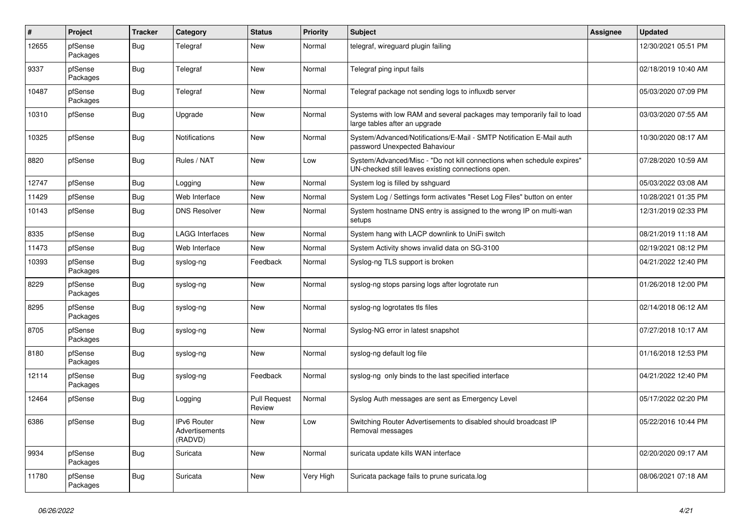| # | Project | Tracker | Category | Status | Priority | Subject | Assignee | Updated |
|---|---|---|---|---|---|---|---|---|
| 12655 | pfSense Packages | Bug | Telegraf | New | Normal | telegraf, wireguard plugin failing | | 12/30/2021 05:51 PM |
| 9337 | pfSense Packages | Bug | Telegraf | New | Normal | Telegraf ping input fails | | 02/18/2019 10:40 AM |
| 10487 | pfSense Packages | Bug | Telegraf | New | Normal | Telegraf package not sending logs to influxdb server | | 05/03/2020 07:09 PM |
| 10310 | pfSense | Bug | Upgrade | New | Normal | Systems with low RAM and several packages may temporarily fail to load large tables after an upgrade | | 03/03/2020 07:55 AM |
| 10325 | pfSense | Bug | Notifications | New | Normal | System/Advanced/Notifications/E-Mail - SMTP Notification E-Mail auth password Unexpected Bahaviour | | 10/30/2020 08:17 AM |
| 8820 | pfSense | Bug | Rules / NAT | New | Low | System/Advanced/Misc - "Do not kill connections when schedule expires" UN-checked still leaves existing connections open. | | 07/28/2020 10:59 AM |
| 12747 | pfSense | Bug | Logging | New | Normal | System log is filled by sshguard | | 05/03/2022 03:08 AM |
| 11429 | pfSense | Bug | Web Interface | New | Normal | System Log / Settings form activates "Reset Log Files" button on enter | | 10/28/2021 01:35 PM |
| 10143 | pfSense | Bug | DNS Resolver | New | Normal | System hostname DNS entry is assigned to the wrong IP on multi-wan setups | | 12/31/2019 02:33 PM |
| 8335 | pfSense | Bug | LAGG Interfaces | New | Normal | System hang with LACP downlink to UniFi switch | | 08/21/2019 11:18 AM |
| 11473 | pfSense | Bug | Web Interface | New | Normal | System Activity shows invalid data on SG-3100 | | 02/19/2021 08:12 PM |
| 10393 | pfSense Packages | Bug | syslog-ng | Feedback | Normal | Syslog-ng TLS support is broken | | 04/21/2022 12:40 PM |
| 8229 | pfSense Packages | Bug | syslog-ng | New | Normal | syslog-ng stops parsing logs after logrotate run | | 01/26/2018 12:00 PM |
| 8295 | pfSense Packages | Bug | syslog-ng | New | Normal | syslog-ng logrotates tls files | | 02/14/2018 06:12 AM |
| 8705 | pfSense Packages | Bug | syslog-ng | New | Normal | Syslog-NG error in latest snapshot | | 07/27/2018 10:17 AM |
| 8180 | pfSense Packages | Bug | syslog-ng | New | Normal | syslog-ng default log file | | 01/16/2018 12:53 PM |
| 12114 | pfSense Packages | Bug | syslog-ng | Feedback | Normal | syslog-ng only binds to the last specified interface | | 04/21/2022 12:40 PM |
| 12464 | pfSense | Bug | Logging | Pull Request Review | Normal | Syslog Auth messages are sent as Emergency Level | | 05/17/2022 02:20 PM |
| 6386 | pfSense | Bug | IPv6 Router Advertisements (RADVD) | New | Low | Switching Router Advertisements to disabled should broadcast IP Removal messages | | 05/22/2016 10:44 PM |
| 9934 | pfSense Packages | Bug | Suricata | New | Normal | suricata update kills WAN interface | | 02/20/2020 09:17 AM |
| 11780 | pfSense Packages | Bug | Suricata | New | Very High | Suricata package fails to prune suricata.log | | 08/06/2021 07:18 AM |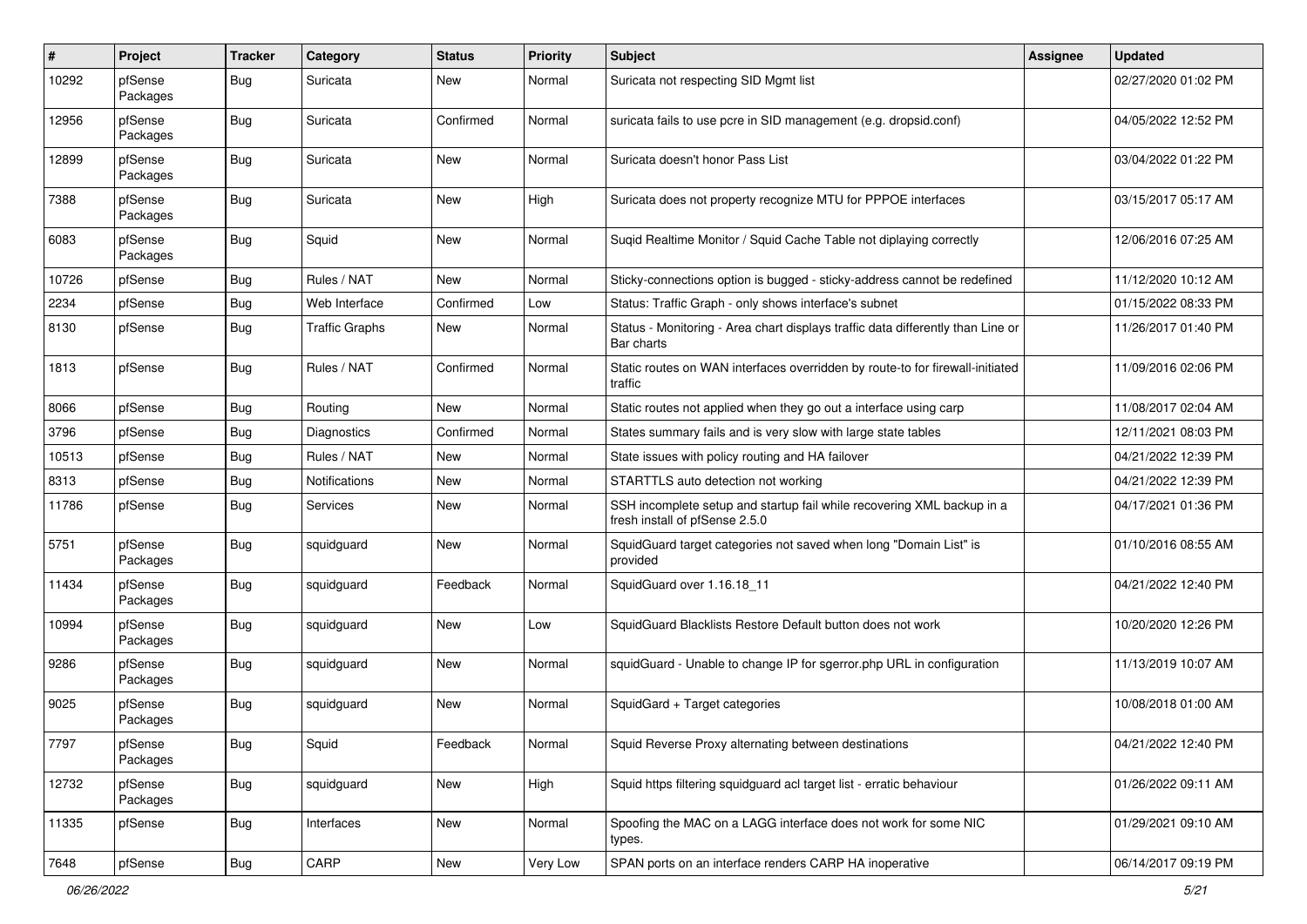| # | Project | Tracker | Category | Status | Priority | Subject | Assignee | Updated |
|---|---|---|---|---|---|---|---|---|
| 10292 | pfSense Packages | Bug | Suricata | New | Normal | Suricata not respecting SID Mgmt list | | 02/27/2020 01:02 PM |
| 12956 | pfSense Packages | Bug | Suricata | Confirmed | Normal | suricata fails to use pcre in SID management (e.g. dropsid.conf) | | 04/05/2022 12:52 PM |
| 12899 | pfSense Packages | Bug | Suricata | New | Normal | Suricata doesn't honor Pass List | | 03/04/2022 01:22 PM |
| 7388 | pfSense Packages | Bug | Suricata | New | High | Suricata does not property recognize MTU for PPPOE interfaces | | 03/15/2017 05:17 AM |
| 6083 | pfSense Packages | Bug | Squid | New | Normal | Suqid Realtime Monitor / Squid Cache Table not diplaying correctly | | 12/06/2016 07:25 AM |
| 10726 | pfSense | Bug | Rules / NAT | New | Normal | Sticky-connections option is bugged - sticky-address cannot be redefined | | 11/12/2020 10:12 AM |
| 2234 | pfSense | Bug | Web Interface | Confirmed | Low | Status: Traffic Graph - only shows interface's subnet | | 01/15/2022 08:33 PM |
| 8130 | pfSense | Bug | Traffic Graphs | New | Normal | Status - Monitoring - Area chart displays traffic data differently than Line or Bar charts | | 11/26/2017 01:40 PM |
| 1813 | pfSense | Bug | Rules / NAT | Confirmed | Normal | Static routes on WAN interfaces overridden by route-to for firewall-initiated traffic | | 11/09/2016 02:06 PM |
| 8066 | pfSense | Bug | Routing | New | Normal | Static routes not applied when they go out a interface using carp | | 11/08/2017 02:04 AM |
| 3796 | pfSense | Bug | Diagnostics | Confirmed | Normal | States summary fails and is very slow with large state tables | | 12/11/2021 08:03 PM |
| 10513 | pfSense | Bug | Rules / NAT | New | Normal | State issues with policy routing and HA failover | | 04/21/2022 12:39 PM |
| 8313 | pfSense | Bug | Notifications | New | Normal | STARTTLS auto detection not working | | 04/21/2022 12:39 PM |
| 11786 | pfSense | Bug | Services | New | Normal | SSH incomplete setup and startup fail while recovering XML backup in a fresh install of pfSense 2.5.0 | | 04/17/2021 01:36 PM |
| 5751 | pfSense Packages | Bug | squidguard | New | Normal | SquidGuard target categories not saved when long "Domain List" is provided | | 01/10/2016 08:55 AM |
| 11434 | pfSense Packages | Bug | squidguard | Feedback | Normal | SquidGuard over 1.16.18_11 | | 04/21/2022 12:40 PM |
| 10994 | pfSense Packages | Bug | squidguard | New | Low | SquidGuard Blacklists Restore Default button does not work | | 10/20/2020 12:26 PM |
| 9286 | pfSense Packages | Bug | squidguard | New | Normal | squidGuard - Unable to change IP for sgerror.php URL in configuration | | 11/13/2019 10:07 AM |
| 9025 | pfSense Packages | Bug | squidguard | New | Normal | SquidGard + Target categories | | 10/08/2018 01:00 AM |
| 7797 | pfSense Packages | Bug | Squid | Feedback | Normal | Squid Reverse Proxy alternating between destinations | | 04/21/2022 12:40 PM |
| 12732 | pfSense Packages | Bug | squidguard | New | High | Squid https filtering squidguard acl target list - erratic behaviour | | 01/26/2022 09:11 AM |
| 11335 | pfSense | Bug | Interfaces | New | Normal | Spoofing the MAC on a LAGG interface does not work for some NIC types. | | 01/29/2021 09:10 AM |
| 7648 | pfSense | Bug | CARP | New | Very Low | SPAN ports on an interface renders CARP HA inoperative | | 06/14/2017 09:19 PM |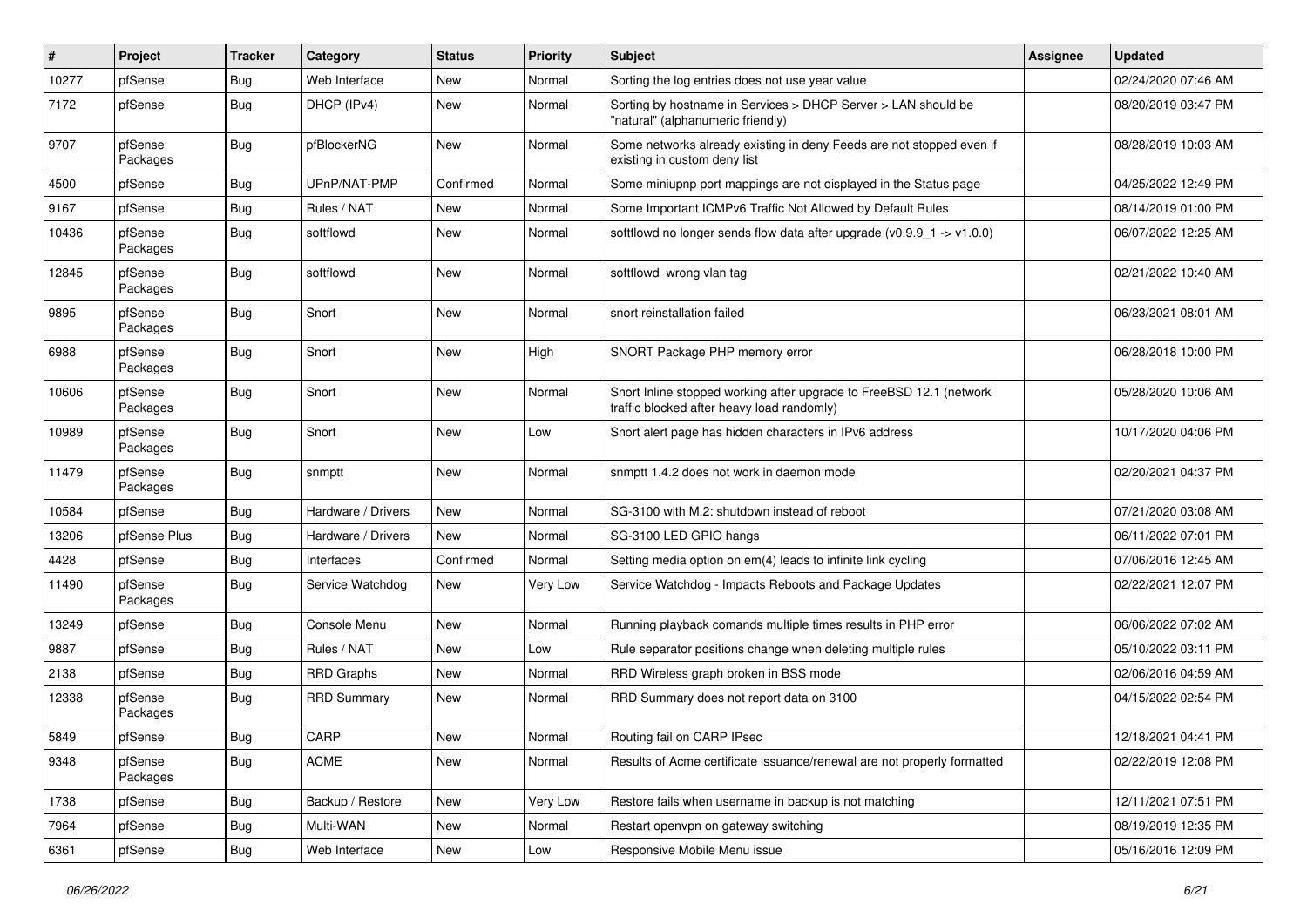| # | Project | Tracker | Category | Status | Priority | Subject | Assignee | Updated |
|---|---|---|---|---|---|---|---|---|
| 10277 | pfSense | Bug | Web Interface | New | Normal | Sorting the log entries does not use year value | | 02/24/2020 07:46 AM |
| 7172 | pfSense | Bug | DHCP (IPv4) | New | Normal | Sorting by hostname in Services > DHCP Server > LAN should be "natural" (alphanumeric friendly) | | 08/20/2019 03:47 PM |
| 9707 | pfSense Packages | Bug | pfBlockerNG | New | Normal | Some networks already existing in deny Feeds are not stopped even if existing in custom deny list | | 08/28/2019 10:03 AM |
| 4500 | pfSense | Bug | UPnP/NAT-PMP | Confirmed | Normal | Some miniupnp port mappings are not displayed in the Status page | | 04/25/2022 12:49 PM |
| 9167 | pfSense | Bug | Rules / NAT | New | Normal | Some Important ICMPv6 Traffic Not Allowed by Default Rules | | 08/14/2019 01:00 PM |
| 10436 | pfSense Packages | Bug | softflowd | New | Normal | softflowd no longer sends flow data after upgrade (v0.9.9_1 -> v1.0.0) | | 06/07/2022 12:25 AM |
| 12845 | pfSense Packages | Bug | softflowd | New | Normal | softflowd wrong vlan tag | | 02/21/2022 10:40 AM |
| 9895 | pfSense Packages | Bug | Snort | New | Normal | snort reinstallation failed | | 06/23/2021 08:01 AM |
| 6988 | pfSense Packages | Bug | Snort | New | High | SNORT Package PHP memory error | | 06/28/2018 10:00 PM |
| 10606 | pfSense Packages | Bug | Snort | New | Normal | Snort Inline stopped working after upgrade to FreeBSD 12.1 (network traffic blocked after heavy load randomly) | | 05/28/2020 10:06 AM |
| 10989 | pfSense Packages | Bug | Snort | New | Low | Snort alert page has hidden characters in IPv6 address | | 10/17/2020 04:06 PM |
| 11479 | pfSense Packages | Bug | snmptt | New | Normal | snmptt 1.4.2 does not work in daemon mode | | 02/20/2021 04:37 PM |
| 10584 | pfSense | Bug | Hardware / Drivers | New | Normal | SG-3100 with M.2: shutdown instead of reboot | | 07/21/2020 03:08 AM |
| 13206 | pfSense Plus | Bug | Hardware / Drivers | New | Normal | SG-3100 LED GPIO hangs | | 06/11/2022 07:01 PM |
| 4428 | pfSense | Bug | Interfaces | Confirmed | Normal | Setting media option on em(4) leads to infinite link cycling | | 07/06/2016 12:45 AM |
| 11490 | pfSense Packages | Bug | Service Watchdog | New | Very Low | Service Watchdog - Impacts Reboots and Package Updates | | 02/22/2021 12:07 PM |
| 13249 | pfSense | Bug | Console Menu | New | Normal | Running playback comands multiple times results in PHP error | | 06/06/2022 07:02 AM |
| 9887 | pfSense | Bug | Rules / NAT | New | Low | Rule separator positions change when deleting multiple rules | | 05/10/2022 03:11 PM |
| 2138 | pfSense | Bug | RRD Graphs | New | Normal | RRD Wireless graph broken in BSS mode | | 02/06/2016 04:59 AM |
| 12338 | pfSense Packages | Bug | RRD Summary | New | Normal | RRD Summary does not report data on 3100 | | 04/15/2022 02:54 PM |
| 5849 | pfSense | Bug | CARP | New | Normal | Routing fail on CARP IPsec | | 12/18/2021 04:41 PM |
| 9348 | pfSense Packages | Bug | ACME | New | Normal | Results of Acme certificate issuance/renewal are not properly formatted | | 02/22/2019 12:08 PM |
| 1738 | pfSense | Bug | Backup / Restore | New | Very Low | Restore fails when username in backup is not matching | | 12/11/2021 07:51 PM |
| 7964 | pfSense | Bug | Multi-WAN | New | Normal | Restart openvpn on gateway switching | | 08/19/2019 12:35 PM |
| 6361 | pfSense | Bug | Web Interface | New | Low | Responsive Mobile Menu issue | | 05/16/2016 12:09 PM |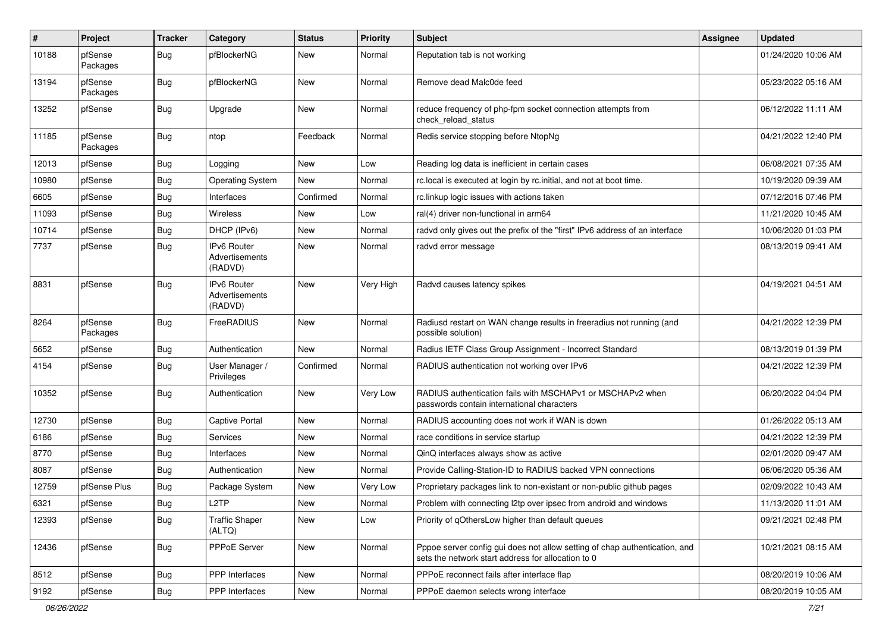| # | Project | Tracker | Category | Status | Priority | Subject | Assignee | Updated |
|---|---|---|---|---|---|---|---|---|
| 10188 | pfSense Packages | Bug | pfBlockerNG | New | Normal | Reputation tab is not working | | 01/24/2020 10:06 AM |
| 13194 | pfSense Packages | Bug | pfBlockerNG | New | Normal | Remove dead Malc0de feed | | 05/23/2022 05:16 AM |
| 13252 | pfSense | Bug | Upgrade | New | Normal | reduce frequency of php-fpm socket connection attempts from check_reload_status | | 06/12/2022 11:11 AM |
| 11185 | pfSense Packages | Bug | ntop | Feedback | Normal | Redis service stopping before NtopNg | | 04/21/2022 12:40 PM |
| 12013 | pfSense | Bug | Logging | New | Low | Reading log data is inefficient in certain cases | | 06/08/2021 07:35 AM |
| 10980 | pfSense | Bug | Operating System | New | Normal | rc.local is executed at login by rc.initial, and not at boot time. | | 10/19/2020 09:39 AM |
| 6605 | pfSense | Bug | Interfaces | Confirmed | Normal | rc.linkup logic issues with actions taken | | 07/12/2016 07:46 PM |
| 11093 | pfSense | Bug | Wireless | New | Low | ral(4) driver non-functional in arm64 | | 11/21/2020 10:45 AM |
| 10714 | pfSense | Bug | DHCP (IPv6) | New | Normal | radvd only gives out the prefix of the "first" IPv6 address of an interface | | 10/06/2020 01:03 PM |
| 7737 | pfSense | Bug | IPv6 Router Advertisements (RADVD) | New | Normal | radvd error message | | 08/13/2019 09:41 AM |
| 8831 | pfSense | Bug | IPv6 Router Advertisements (RADVD) | New | Very High | Radvd causes latency spikes | | 04/19/2021 04:51 AM |
| 8264 | pfSense Packages | Bug | FreeRADIUS | New | Normal | Radiusd restart on WAN change results in freeradius not running (and possible solution) | | 04/21/2022 12:39 PM |
| 5652 | pfSense | Bug | Authentication | New | Normal | Radius IETF Class Group Assignment - Incorrect Standard | | 08/13/2019 01:39 PM |
| 4154 | pfSense | Bug | User Manager / Privileges | Confirmed | Normal | RADIUS authentication not working over IPv6 | | 04/21/2022 12:39 PM |
| 10352 | pfSense | Bug | Authentication | New | Very Low | RADIUS authentication fails with MSCHAPv1 or MSCHAPv2 when passwords contain international characters | | 06/20/2022 04:04 PM |
| 12730 | pfSense | Bug | Captive Portal | New | Normal | RADIUS accounting does not work if WAN is down | | 01/26/2022 05:13 AM |
| 6186 | pfSense | Bug | Services | New | Normal | race conditions in service startup | | 04/21/2022 12:39 PM |
| 8770 | pfSense | Bug | Interfaces | New | Normal | QinQ interfaces always show as active | | 02/01/2020 09:47 AM |
| 8087 | pfSense | Bug | Authentication | New | Normal | Provide Calling-Station-ID to RADIUS backed VPN connections | | 06/06/2020 05:36 AM |
| 12759 | pfSense Plus | Bug | Package System | New | Very Low | Proprietary packages link to non-existant or non-public github pages | | 02/09/2022 10:43 AM |
| 6321 | pfSense | Bug | L2TP | New | Normal | Problem with connecting l2tp over ipsec from android and windows | | 11/13/2020 11:01 AM |
| 12393 | pfSense | Bug | Traffic Shaper (ALTQ) | New | Low | Priority of qOthersLow higher than default queues | | 09/21/2021 02:48 PM |
| 12436 | pfSense | Bug | PPPoE Server | New | Normal | Pppoe server config gui does not allow setting of chap authentication, and sets the network start address for allocation to 0 | | 10/21/2021 08:15 AM |
| 8512 | pfSense | Bug | PPP Interfaces | New | Normal | PPPoE reconnect fails after interface flap | | 08/20/2019 10:06 AM |
| 9192 | pfSense | Bug | PPP Interfaces | New | Normal | PPPoE daemon selects wrong interface | | 08/20/2019 10:05 AM |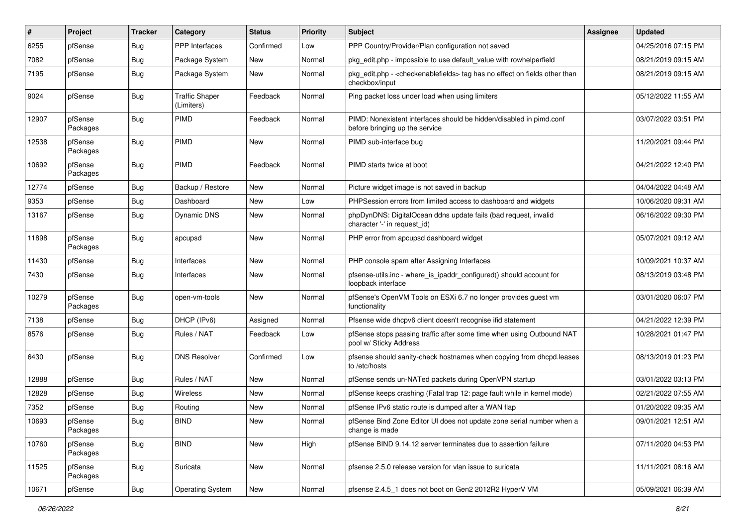| # | Project | Tracker | Category | Status | Priority | Subject | Assignee | Updated |
|---|---|---|---|---|---|---|---|---|
| 6255 | pfSense | Bug | PPP Interfaces | Confirmed | Low | PPP Country/Provider/Plan configuration not saved | | 04/25/2016 07:15 PM |
| 7082 | pfSense | Bug | Package System | New | Normal | pkg_edit.php - impossible to use default_value with rowhelperfield | | 08/21/2019 09:15 AM |
| 7195 | pfSense | Bug | Package System | New | Normal | pkg_edit.php - <checkenablefields> tag has no effect on fields other than checkbox/input | | 08/21/2019 09:15 AM |
| 9024 | pfSense | Bug | Traffic Shaper (Limiters) | Feedback | Normal | Ping packet loss under load when using limiters | | 05/12/2022 11:55 AM |
| 12907 | pfSense Packages | Bug | PIMD | Feedback | Normal | PIMD: Nonexistent interfaces should be hidden/disabled in pimd.conf before bringing up the service | | 03/07/2022 03:51 PM |
| 12538 | pfSense Packages | Bug | PIMD | New | Normal | PIMD sub-interface bug | | 11/20/2021 09:44 PM |
| 10692 | pfSense Packages | Bug | PIMD | Feedback | Normal | PIMD starts twice at boot | | 04/21/2022 12:40 PM |
| 12774 | pfSense | Bug | Backup / Restore | New | Normal | Picture widget image is not saved in backup | | 04/04/2022 04:48 AM |
| 9353 | pfSense | Bug | Dashboard | New | Low | PHPSession errors from limited access to dashboard and widgets | | 10/06/2020 09:31 AM |
| 13167 | pfSense | Bug | Dynamic DNS | New | Normal | phpDynDNS: DigitalOcean ddns update fails (bad request, invalid character '-' in request_id) | | 06/16/2022 09:30 PM |
| 11898 | pfSense Packages | Bug | apcupsd | New | Normal | PHP error from apcupsd dashboard widget | | 05/07/2021 09:12 AM |
| 11430 | pfSense | Bug | Interfaces | New | Normal | PHP console spam after Assigning Interfaces | | 10/09/2021 10:37 AM |
| 7430 | pfSense | Bug | Interfaces | New | Normal | pfsense-utils.inc - where_is_ipaddr_configured() should account for loopback interface | | 08/13/2019 03:48 PM |
| 10279 | pfSense Packages | Bug | open-vm-tools | New | Normal | pfSense's OpenVM Tools on ESXi 6.7 no longer provides guest vm functionality | | 03/01/2020 06:07 PM |
| 7138 | pfSense | Bug | DHCP (IPv6) | Assigned | Normal | Pfsense wide dhcpv6 client doesn't recognise ifid statement | | 04/21/2022 12:39 PM |
| 8576 | pfSense | Bug | Rules / NAT | Feedback | Low | pfSense stops passing traffic after some time when using Outbound NAT pool w/ Sticky Address | | 10/28/2021 01:47 PM |
| 6430 | pfSense | Bug | DNS Resolver | Confirmed | Low | pfsense should sanity-check hostnames when copying from dhcpd.leases to /etc/hosts | | 08/13/2019 01:23 PM |
| 12888 | pfSense | Bug | Rules / NAT | New | Normal | pfSense sends un-NATed packets during OpenVPN startup | | 03/01/2022 03:13 PM |
| 12828 | pfSense | Bug | Wireless | New | Normal | pfSense keeps crashing (Fatal trap 12: page fault while in kernel mode) | | 02/21/2022 07:55 AM |
| 7352 | pfSense | Bug | Routing | New | Normal | pfSense IPv6 static route is dumped after a WAN flap | | 01/20/2022 09:35 AM |
| 10693 | pfSense Packages | Bug | BIND | New | Normal | pfSense Bind Zone Editor UI does not update zone serial number when a change is made | | 09/01/2021 12:51 AM |
| 10760 | pfSense Packages | Bug | BIND | New | High | pfSense BIND 9.14.12 server terminates due to assertion failure | | 07/11/2020 04:53 PM |
| 11525 | pfSense Packages | Bug | Suricata | New | Normal | pfsense 2.5.0 release version for vlan issue to suricata | | 11/11/2021 08:16 AM |
| 10671 | pfSense | Bug | Operating System | New | Normal | pfsense 2.4.5_1 does not boot on Gen2 2012R2 HyperV VM | | 05/09/2021 06:39 AM |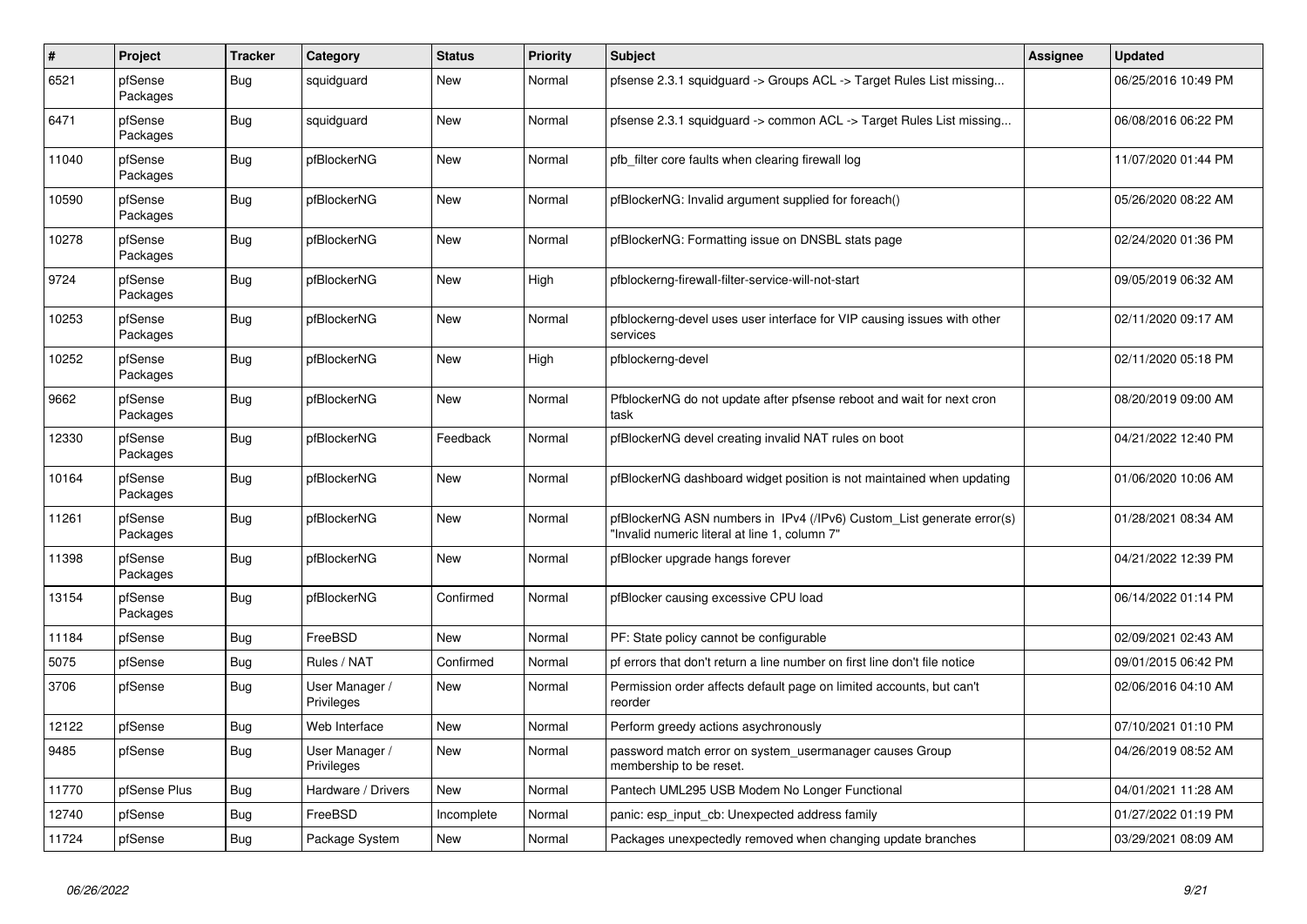| # | Project | Tracker | Category | Status | Priority | Subject | Assignee | Updated |
|---|---|---|---|---|---|---|---|---|
| 6521 | pfSense Packages | Bug | squidguard | New | Normal | pfsense 2.3.1 squidguard -> Groups ACL -> Target Rules List missing... | | 06/25/2016 10:49 PM |
| 6471 | pfSense Packages | Bug | squidguard | New | Normal | pfsense 2.3.1 squidguard -> common ACL -> Target Rules List missing... | | 06/08/2016 06:22 PM |
| 11040 | pfSense Packages | Bug | pfBlockerNG | New | Normal | pfb_filter core faults when clearing firewall log | | 11/07/2020 01:44 PM |
| 10590 | pfSense Packages | Bug | pfBlockerNG | New | Normal | pfBlockerNG: Invalid argument supplied for foreach() | | 05/26/2020 08:22 AM |
| 10278 | pfSense Packages | Bug | pfBlockerNG | New | Normal | pfBlockerNG: Formatting issue on DNSBL stats page | | 02/24/2020 01:36 PM |
| 9724 | pfSense Packages | Bug | pfBlockerNG | New | High | pfblockerng-firewall-filter-service-will-not-start | | 09/05/2019 06:32 AM |
| 10253 | pfSense Packages | Bug | pfBlockerNG | New | Normal | pfblockerng-devel uses user interface for VIP causing issues with other services | | 02/11/2020 09:17 AM |
| 10252 | pfSense Packages | Bug | pfBlockerNG | New | High | pfblockerng-devel | | 02/11/2020 05:18 PM |
| 9662 | pfSense Packages | Bug | pfBlockerNG | New | Normal | PfblockerNG do not update after pfsense reboot and wait for next cron task | | 08/20/2019 09:00 AM |
| 12330 | pfSense Packages | Bug | pfBlockerNG | Feedback | Normal | pfBlockerNG devel creating invalid NAT rules on boot | | 04/21/2022 12:40 PM |
| 10164 | pfSense Packages | Bug | pfBlockerNG | New | Normal | pfBlockerNG dashboard widget position is not maintained when updating | | 01/06/2020 10:06 AM |
| 11261 | pfSense Packages | Bug | pfBlockerNG | New | Normal | pfBlockerNG ASN numbers in IPv4 (/IPv6) Custom_List generate error(s) "Invalid numeric literal at line 1, column 7" | | 01/28/2021 08:34 AM |
| 11398 | pfSense Packages | Bug | pfBlockerNG | New | Normal | pfBlocker upgrade hangs forever | | 04/21/2022 12:39 PM |
| 13154 | pfSense Packages | Bug | pfBlockerNG | Confirmed | Normal | pfBlocker causing excessive CPU load | | 06/14/2022 01:14 PM |
| 11184 | pfSense | Bug | FreeBSD | New | Normal | PF: State policy cannot be configurable | | 02/09/2021 02:43 AM |
| 5075 | pfSense | Bug | Rules / NAT | Confirmed | Normal | pf errors that don't return a line number on first line don't file notice | | 09/01/2015 06:42 PM |
| 3706 | pfSense | Bug | User Manager / Privileges | New | Normal | Permission order affects default page on limited accounts, but can't reorder | | 02/06/2016 04:10 AM |
| 12122 | pfSense | Bug | Web Interface | New | Normal | Perform greedy actions asychronously | | 07/10/2021 01:10 PM |
| 9485 | pfSense | Bug | User Manager / Privileges | New | Normal | password match error on system_usermanager causes Group membership to be reset. | | 04/26/2019 08:52 AM |
| 11770 | pfSense Plus | Bug | Hardware / Drivers | New | Normal | Pantech UML295 USB Modem No Longer Functional | | 04/01/2021 11:28 AM |
| 12740 | pfSense | Bug | FreeBSD | Incomplete | Normal | panic: esp_input_cb: Unexpected address family | | 01/27/2022 01:19 PM |
| 11724 | pfSense | Bug | Package System | New | Normal | Packages unexpectedly removed when changing update branches | | 03/29/2021 08:09 AM |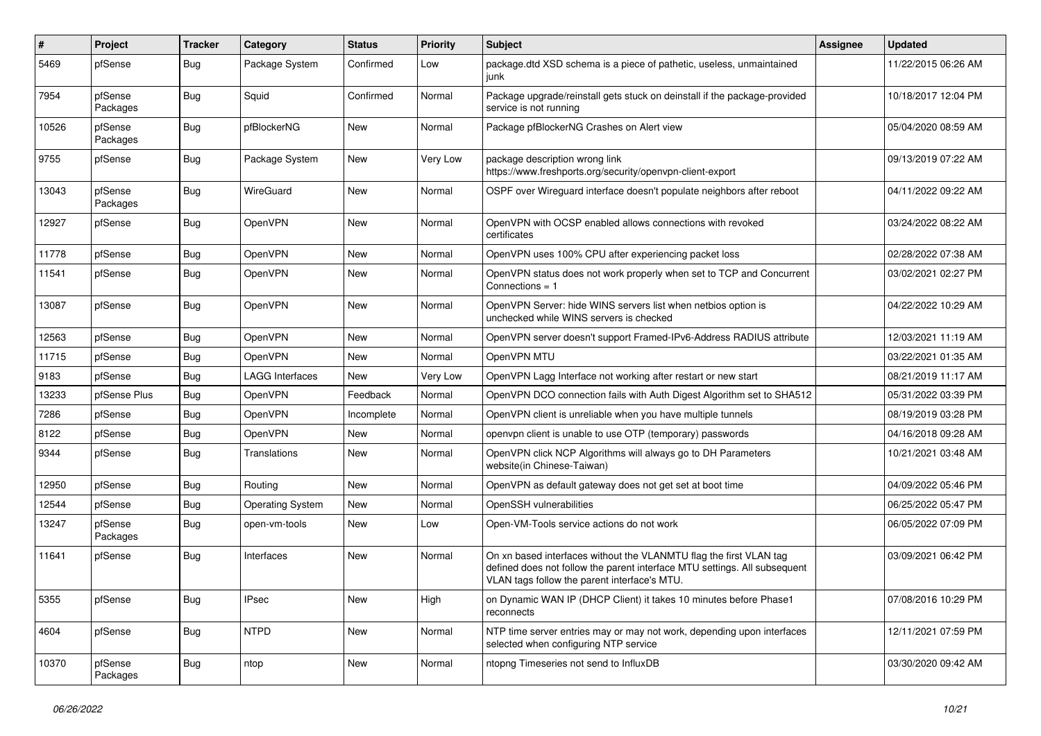| # | Project | Tracker | Category | Status | Priority | Subject | Assignee | Updated |
|---|---|---|---|---|---|---|---|---|
| 5469 | pfSense | Bug | Package System | Confirmed | Low | package.dtd XSD schema is a piece of pathetic, useless, unmaintained junk | | 11/22/2015 06:26 AM |
| 7954 | pfSense Packages | Bug | Squid | Confirmed | Normal | Package upgrade/reinstall gets stuck on deinstall if the package-provided service is not running | | 10/18/2017 12:04 PM |
| 10526 | pfSense Packages | Bug | pfBlockerNG | New | Normal | Package pfBlockerNG Crashes on Alert view | | 05/04/2020 08:59 AM |
| 9755 | pfSense | Bug | Package System | New | Very Low | package description wrong link https://www.freshports.org/security/openvpn-client-export | | 09/13/2019 07:22 AM |
| 13043 | pfSense Packages | Bug | WireGuard | New | Normal | OSPF over Wireguard interface doesn't populate neighbors after reboot | | 04/11/2022 09:22 AM |
| 12927 | pfSense | Bug | OpenVPN | New | Normal | OpenVPN with OCSP enabled allows connections with revoked certificates | | 03/24/2022 08:22 AM |
| 11778 | pfSense | Bug | OpenVPN | New | Normal | OpenVPN uses 100% CPU after experiencing packet loss | | 02/28/2022 07:38 AM |
| 11541 | pfSense | Bug | OpenVPN | New | Normal | OpenVPN status does not work properly when set to TCP and Concurrent Connections = 1 | | 03/02/2021 02:27 PM |
| 13087 | pfSense | Bug | OpenVPN | New | Normal | OpenVPN Server: hide WINS servers list when netbios option is unchecked while WINS servers is checked | | 04/22/2022 10:29 AM |
| 12563 | pfSense | Bug | OpenVPN | New | Normal | OpenVPN server doesn't support Framed-IPv6-Address RADIUS attribute | | 12/03/2021 11:19 AM |
| 11715 | pfSense | Bug | OpenVPN | New | Normal | OpenVPN MTU | | 03/22/2021 01:35 AM |
| 9183 | pfSense | Bug | LAGG Interfaces | New | Very Low | OpenVPN Lagg Interface not working after restart or new start | | 08/21/2019 11:17 AM |
| 13233 | pfSense Plus | Bug | OpenVPN | Feedback | Normal | OpenVPN DCO connection fails with Auth Digest Algorithm set to SHA512 | | 05/31/2022 03:39 PM |
| 7286 | pfSense | Bug | OpenVPN | Incomplete | Normal | OpenVPN client is unreliable when you have multiple tunnels | | 08/19/2019 03:28 PM |
| 8122 | pfSense | Bug | OpenVPN | New | Normal | openvpn client is unable to use OTP (temporary) passwords | | 04/16/2018 09:28 AM |
| 9344 | pfSense | Bug | Translations | New | Normal | OpenVPN click NCP Algorithms will always go to DH Parameters website(in Chinese-Taiwan) | | 10/21/2021 03:48 AM |
| 12950 | pfSense | Bug | Routing | New | Normal | OpenVPN as default gateway does not get set at boot time | | 04/09/2022 05:46 PM |
| 12544 | pfSense | Bug | Operating System | New | Normal | OpenSSH vulnerabilities | | 06/25/2022 05:47 PM |
| 13247 | pfSense Packages | Bug | open-vm-tools | New | Low | Open-VM-Tools service actions do not work | | 06/05/2022 07:09 PM |
| 11641 | pfSense | Bug | Interfaces | New | Normal | On xn based interfaces without the VLANMTU flag the first VLAN tag defined does not follow the parent interface MTU settings. All subsequent VLAN tags follow the parent interface's MTU. | | 03/09/2021 06:42 PM |
| 5355 | pfSense | Bug | IPsec | New | High | on Dynamic WAN IP (DHCP Client) it takes 10 minutes before Phase1 reconnects | | 07/08/2016 10:29 PM |
| 4604 | pfSense | Bug | NTPD | New | Normal | NTP time server entries may or may not work, depending upon interfaces selected when configuring NTP service | | 12/11/2021 07:59 PM |
| 10370 | pfSense Packages | Bug | ntop | New | Normal | ntopng Timeseries not send to InfluxDB | | 03/30/2020 09:42 AM |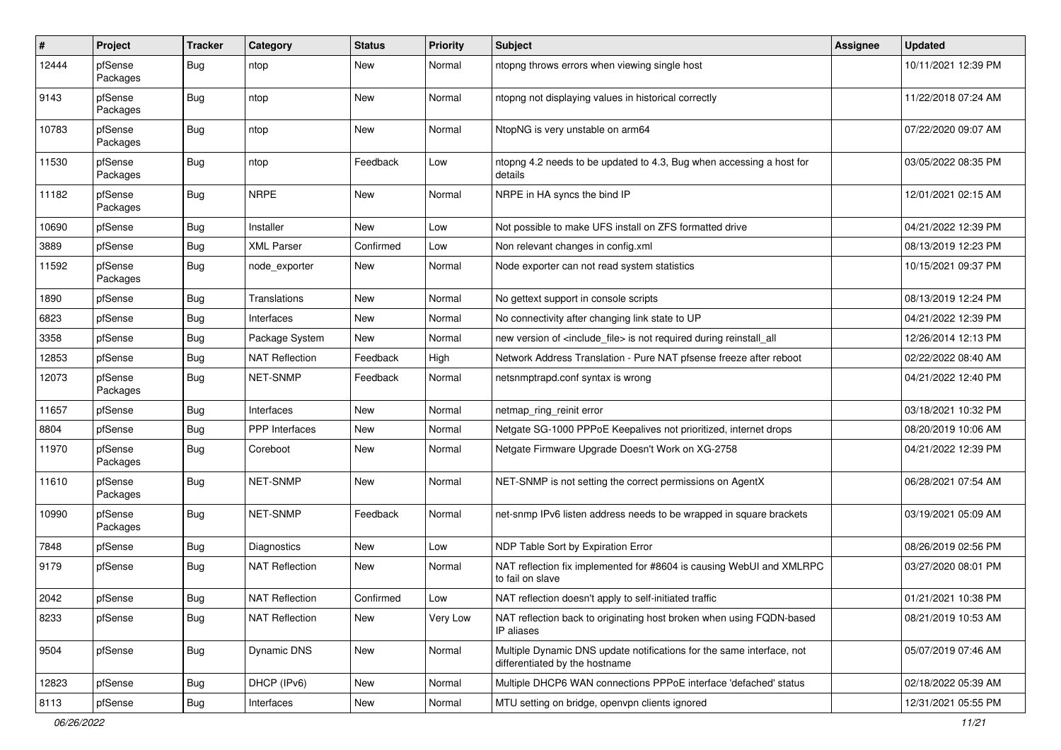| # | Project | Tracker | Category | Status | Priority | Subject | Assignee | Updated |
|---|---|---|---|---|---|---|---|---|
| 12444 | pfSense Packages | Bug | ntop | New | Normal | ntopng throws errors when viewing single host | | 10/11/2021 12:39 PM |
| 9143 | pfSense Packages | Bug | ntop | New | Normal | ntopng not displaying values in historical correctly | | 11/22/2018 07:24 AM |
| 10783 | pfSense Packages | Bug | ntop | New | Normal | NtopNG is very unstable on arm64 | | 07/22/2020 09:07 AM |
| 11530 | pfSense Packages | Bug | ntop | Feedback | Low | ntopng 4.2 needs to be updated to 4.3, Bug when accessing a host for details | | 03/05/2022 08:35 PM |
| 11182 | pfSense Packages | Bug | NRPE | New | Normal | NRPE in HA syncs the bind IP | | 12/01/2021 02:15 AM |
| 10690 | pfSense | Bug | Installer | New | Low | Not possible to make UFS install on ZFS formatted drive | | 04/21/2022 12:39 PM |
| 3889 | pfSense | Bug | XML Parser | Confirmed | Low | Non relevant changes in config.xml | | 08/13/2019 12:23 PM |
| 11592 | pfSense Packages | Bug | node_exporter | New | Normal | Node exporter can not read system statistics | | 10/15/2021 09:37 PM |
| 1890 | pfSense | Bug | Translations | New | Normal | No gettext support in console scripts | | 08/13/2019 12:24 PM |
| 6823 | pfSense | Bug | Interfaces | New | Normal | No connectivity after changing link state to UP | | 04/21/2022 12:39 PM |
| 3358 | pfSense | Bug | Package System | New | Normal | new version of <include_file> is not required during reinstall_all | | 12/26/2014 12:13 PM |
| 12853 | pfSense | Bug | NAT Reflection | Feedback | High | Network Address Translation - Pure NAT pfsense freeze after reboot | | 02/22/2022 08:40 AM |
| 12073 | pfSense Packages | Bug | NET-SNMP | Feedback | Normal | netsnmptrapd.conf syntax is wrong | | 04/21/2022 12:40 PM |
| 11657 | pfSense | Bug | Interfaces | New | Normal | netmap_ring_reinit error | | 03/18/2021 10:32 PM |
| 8804 | pfSense | Bug | PPP Interfaces | New | Normal | Netgate SG-1000 PPPoE Keepalives not prioritized, internet drops | | 08/20/2019 10:06 AM |
| 11970 | pfSense Packages | Bug | Coreboot | New | Normal | Netgate Firmware Upgrade Doesn't Work on XG-2758 | | 04/21/2022 12:39 PM |
| 11610 | pfSense Packages | Bug | NET-SNMP | New | Normal | NET-SNMP is not setting the correct permissions on AgentX | | 06/28/2021 07:54 AM |
| 10990 | pfSense Packages | Bug | NET-SNMP | Feedback | Normal | net-snmp IPv6 listen address needs to be wrapped in square brackets | | 03/19/2021 05:09 AM |
| 7848 | pfSense | Bug | Diagnostics | New | Low | NDP Table Sort by Expiration Error | | 08/26/2019 02:56 PM |
| 9179 | pfSense | Bug | NAT Reflection | New | Normal | NAT reflection fix implemented for #8604 is causing WebUI and XMLRPC to fail on slave | | 03/27/2020 08:01 PM |
| 2042 | pfSense | Bug | NAT Reflection | Confirmed | Low | NAT reflection doesn't apply to self-initiated traffic | | 01/21/2021 10:38 PM |
| 8233 | pfSense | Bug | NAT Reflection | New | Very Low | NAT reflection back to originating host broken when using FQDN-based IP aliases | | 08/21/2019 10:53 AM |
| 9504 | pfSense | Bug | Dynamic DNS | New | Normal | Multiple Dynamic DNS update notifications for the same interface, not differentiated by the hostname | | 05/07/2019 07:46 AM |
| 12823 | pfSense | Bug | DHCP (IPv6) | New | Normal | Multiple DHCP6 WAN connections PPPoE interface 'defached' status | | 02/18/2022 05:39 AM |
| 8113 | pfSense | Bug | Interfaces | New | Normal | MTU setting on bridge, openvpn clients ignored | | 12/31/2021 05:55 PM |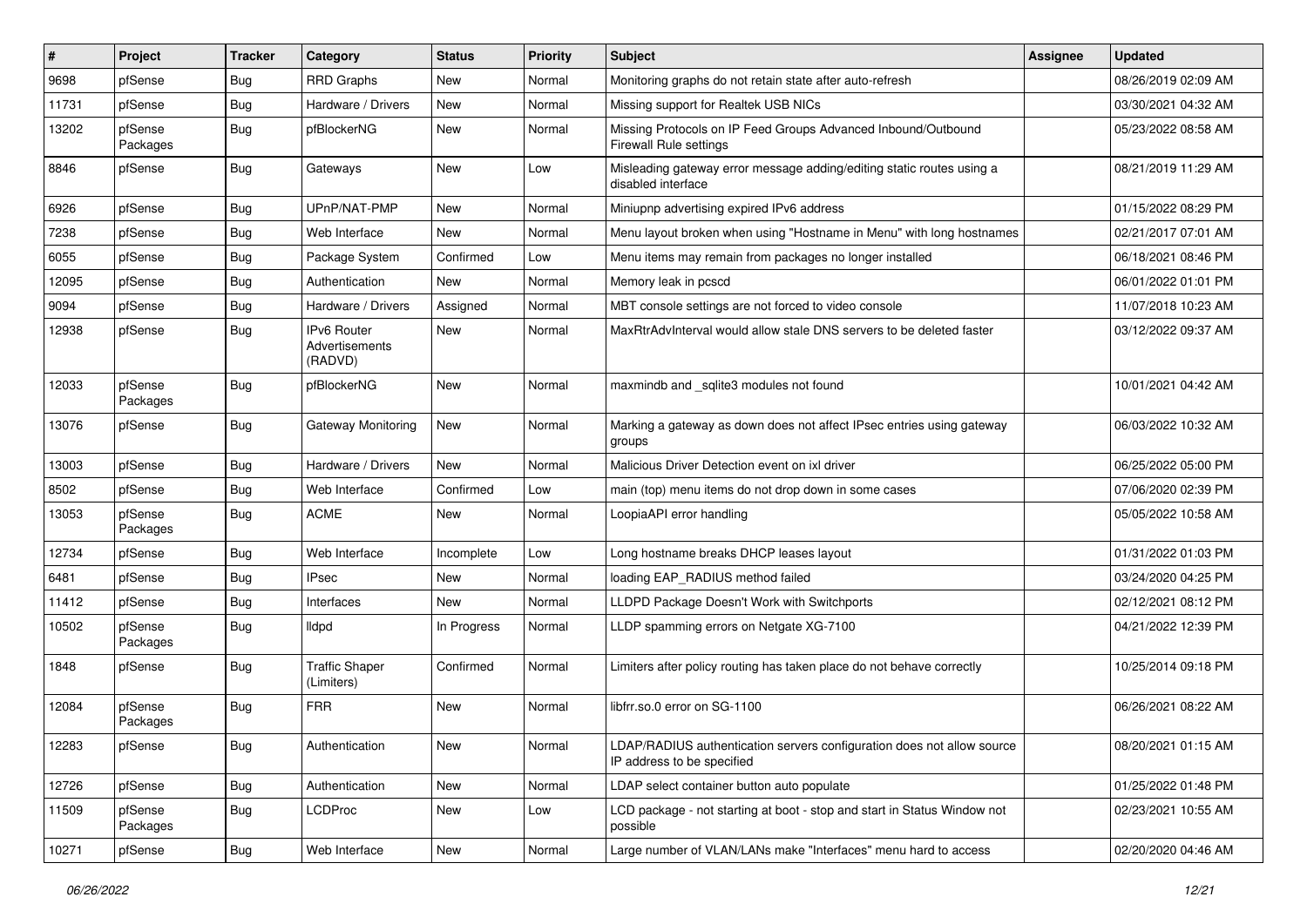| # | Project | Tracker | Category | Status | Priority | Subject | Assignee | Updated |
|---|---|---|---|---|---|---|---|---|
| 9698 | pfSense | Bug | RRD Graphs | New | Normal | Monitoring graphs do not retain state after auto-refresh | | 08/26/2019 02:09 AM |
| 11731 | pfSense | Bug | Hardware / Drivers | New | Normal | Missing support for Realtek USB NICs | | 03/30/2021 04:32 AM |
| 13202 | pfSense Packages | Bug | pfBlockerNG | New | Normal | Missing Protocols on IP Feed Groups Advanced Inbound/Outbound Firewall Rule settings | | 05/23/2022 08:58 AM |
| 8846 | pfSense | Bug | Gateways | New | Low | Misleading gateway error message adding/editing static routes using a disabled interface | | 08/21/2019 11:29 AM |
| 6926 | pfSense | Bug | UPnP/NAT-PMP | New | Normal | Miniupnp advertising expired IPv6 address | | 01/15/2022 08:29 PM |
| 7238 | pfSense | Bug | Web Interface | New | Normal | Menu layout broken when using "Hostname in Menu" with long hostnames | | 02/21/2017 07:01 AM |
| 6055 | pfSense | Bug | Package System | Confirmed | Low | Menu items may remain from packages no longer installed | | 06/18/2021 08:46 PM |
| 12095 | pfSense | Bug | Authentication | New | Normal | Memory leak in pcscd | | 06/01/2022 01:01 PM |
| 9094 | pfSense | Bug | Hardware / Drivers | Assigned | Normal | MBT console settings are not forced to video console | | 11/07/2018 10:23 AM |
| 12938 | pfSense | Bug | IPv6 Router Advertisements (RADVD) | New | Normal | MaxRtrAdvInterval would allow stale DNS servers to be deleted faster | | 03/12/2022 09:37 AM |
| 12033 | pfSense Packages | Bug | pfBlockerNG | New | Normal | maxmindb and _sqlite3 modules not found | | 10/01/2021 04:42 AM |
| 13076 | pfSense | Bug | Gateway Monitoring | New | Normal | Marking a gateway as down does not affect IPsec entries using gateway groups | | 06/03/2022 10:32 AM |
| 13003 | pfSense | Bug | Hardware / Drivers | New | Normal | Malicious Driver Detection event on ixl driver | | 06/25/2022 05:00 PM |
| 8502 | pfSense | Bug | Web Interface | Confirmed | Low | main (top) menu items do not drop down in some cases | | 07/06/2020 02:39 PM |
| 13053 | pfSense Packages | Bug | ACME | New | Normal | LoopiaAPI error handling | | 05/05/2022 10:58 AM |
| 12734 | pfSense | Bug | Web Interface | Incomplete | Low | Long hostname breaks DHCP leases layout | | 01/31/2022 01:03 PM |
| 6481 | pfSense | Bug | IPsec | New | Normal | loading EAP_RADIUS method failed | | 03/24/2020 04:25 PM |
| 11412 | pfSense | Bug | Interfaces | New | Normal | LLDPD Package Doesn't Work with Switchports | | 02/12/2021 08:12 PM |
| 10502 | pfSense Packages | Bug | lldpd | In Progress | Normal | LLDP spamming errors on Netgate XG-7100 | | 04/21/2022 12:39 PM |
| 1848 | pfSense | Bug | Traffic Shaper (Limiters) | Confirmed | Normal | Limiters after policy routing has taken place do not behave correctly | | 10/25/2014 09:18 PM |
| 12084 | pfSense Packages | Bug | FRR | New | Normal | libfrr.so.0 error on SG-1100 | | 06/26/2021 08:22 AM |
| 12283 | pfSense | Bug | Authentication | New | Normal | LDAP/RADIUS authentication servers configuration does not allow source IP address to be specified | | 08/20/2021 01:15 AM |
| 12726 | pfSense | Bug | Authentication | New | Normal | LDAP select container button auto populate | | 01/25/2022 01:48 PM |
| 11509 | pfSense Packages | Bug | LCDProc | New | Low | LCD package - not starting at boot - stop and start in Status Window not possible | | 02/23/2021 10:55 AM |
| 10271 | pfSense | Bug | Web Interface | New | Normal | Large number of VLAN/LANs make "Interfaces" menu hard to access | | 02/20/2020 04:46 AM |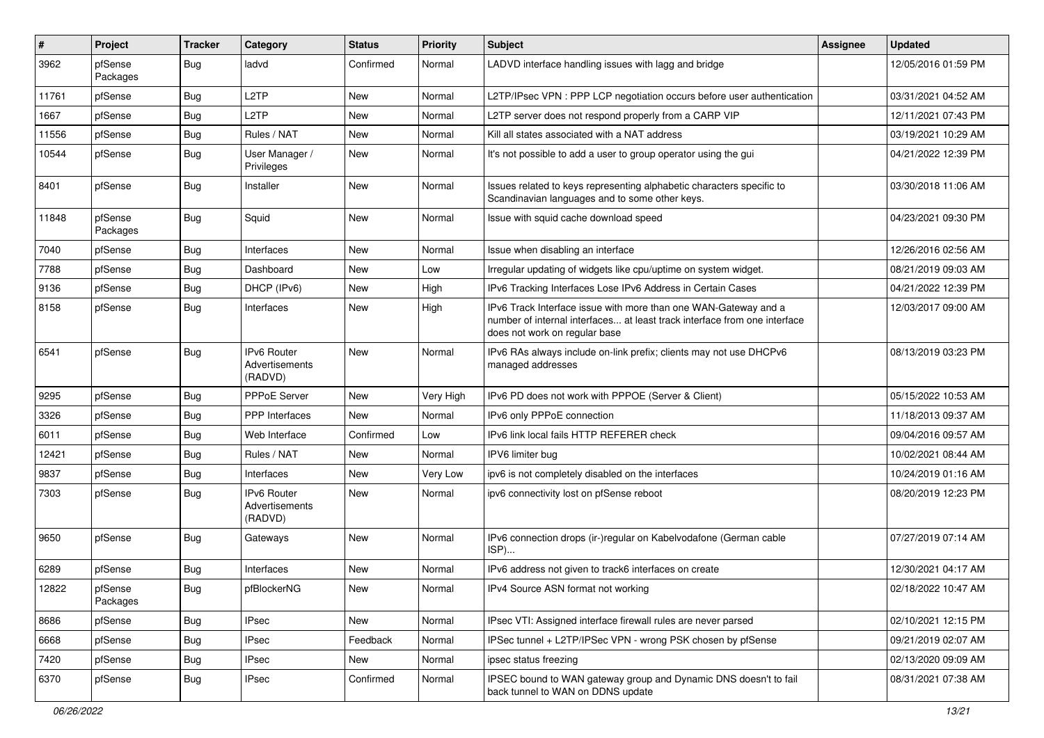| # | Project | Tracker | Category | Status | Priority | Subject | Assignee | Updated |
|---|---|---|---|---|---|---|---|---|
| 3962 | pfSense Packages | Bug | ladvd | Confirmed | Normal | LADVD interface handling issues with lagg and bridge | | 12/05/2016 01:59 PM |
| 11761 | pfSense | Bug | L2TP | New | Normal | L2TP/IPsec VPN : PPP LCP negotiation occurs before user authentication | | 03/31/2021 04:52 AM |
| 1667 | pfSense | Bug | L2TP | New | Normal | L2TP server does not respond properly from a CARP VIP | | 12/11/2021 07:43 PM |
| 11556 | pfSense | Bug | Rules / NAT | New | Normal | Kill all states associated with a NAT address | | 03/19/2021 10:29 AM |
| 10544 | pfSense | Bug | User Manager / Privileges | New | Normal | It's not possible to add a user to group operator using the gui | | 04/21/2022 12:39 PM |
| 8401 | pfSense | Bug | Installer | New | Normal | Issues related to keys representing alphabetic characters specific to Scandinavian languages and to some other keys. | | 03/30/2018 11:06 AM |
| 11848 | pfSense Packages | Bug | Squid | New | Normal | Issue with squid cache download speed | | 04/23/2021 09:30 PM |
| 7040 | pfSense | Bug | Interfaces | New | Normal | Issue when disabling an interface | | 12/26/2016 02:56 AM |
| 7788 | pfSense | Bug | Dashboard | New | Low | Irregular updating of widgets like cpu/uptime on system widget. | | 08/21/2019 09:03 AM |
| 9136 | pfSense | Bug | DHCP (IPv6) | New | High | IPv6 Tracking Interfaces Lose IPv6 Address in Certain Cases | | 04/21/2022 12:39 PM |
| 8158 | pfSense | Bug | Interfaces | New | High | IPv6 Track Interface issue with more than one WAN-Gateway and a number of internal interfaces... at least track interface from one interface does not work on regular base | | 12/03/2017 09:00 AM |
| 6541 | pfSense | Bug | IPv6 Router Advertisements (RADVD) | New | Normal | IPv6 RAs always include on-link prefix; clients may not use DHCPv6 managed addresses | | 08/13/2019 03:23 PM |
| 9295 | pfSense | Bug | PPPoE Server | New | Very High | IPv6 PD does not work with PPPOE (Server & Client) | | 05/15/2022 10:53 AM |
| 3326 | pfSense | Bug | PPP Interfaces | New | Normal | IPv6 only PPPoE connection | | 11/18/2013 09:37 AM |
| 6011 | pfSense | Bug | Web Interface | Confirmed | Low | IPv6 link local fails HTTP REFERER check | | 09/04/2016 09:57 AM |
| 12421 | pfSense | Bug | Rules / NAT | New | Normal | IPV6 limiter bug | | 10/02/2021 08:44 AM |
| 9837 | pfSense | Bug | Interfaces | New | Very Low | ipv6 is not completely disabled on the interfaces | | 10/24/2019 01:16 AM |
| 7303 | pfSense | Bug | IPv6 Router Advertisements (RADVD) | New | Normal | ipv6 connectivity lost on pfSense reboot | | 08/20/2019 12:23 PM |
| 9650 | pfSense | Bug | Gateways | New | Normal | IPv6 connection drops (ir-)regular on Kabelvodafone (German cable ISP)... | | 07/27/2019 07:14 AM |
| 6289 | pfSense | Bug | Interfaces | New | Normal | IPv6 address not given to track6 interfaces on create | | 12/30/2021 04:17 AM |
| 12822 | pfSense Packages | Bug | pfBlockerNG | New | Normal | IPv4 Source ASN format not working | | 02/18/2022 10:47 AM |
| 8686 | pfSense | Bug | IPsec | New | Normal | IPsec VTI: Assigned interface firewall rules are never parsed | | 02/10/2021 12:15 PM |
| 6668 | pfSense | Bug | IPsec | Feedback | Normal | IPSec tunnel + L2TP/IPSec VPN - wrong PSK chosen by pfSense | | 09/21/2019 02:07 AM |
| 7420 | pfSense | Bug | IPsec | New | Normal | ipsec status freezing | | 02/13/2020 09:09 AM |
| 6370 | pfSense | Bug | IPsec | Confirmed | Normal | IPSEC bound to WAN gateway group and Dynamic DNS doesn't to fail back tunnel to WAN on DDNS update | | 08/31/2021 07:38 AM |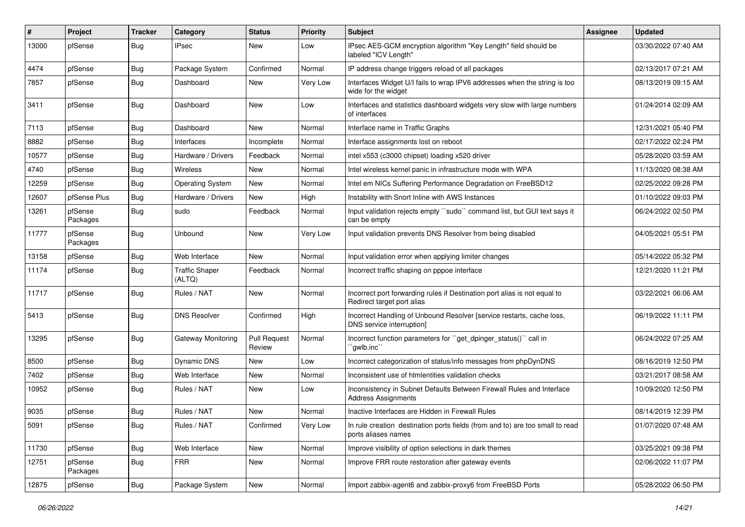| # | Project | Tracker | Category | Status | Priority | Subject | Assignee | Updated |
|---|---|---|---|---|---|---|---|---|
| 13000 | pfSense | Bug | IPsec | New | Low | IPsec AES-GCM encryption algorithm "Key Length" field should be labeled "ICV Length" | | 03/30/2022 07:40 AM |
| 4474 | pfSense | Bug | Package System | Confirmed | Normal | IP address change triggers reload of all packages | | 02/13/2017 07:21 AM |
| 7857 | pfSense | Bug | Dashboard | New | Very Low | Interfaces Widget U/I fails to wrap IPV6 addresses when the string is too wide for the widget | | 08/13/2019 09:15 AM |
| 3411 | pfSense | Bug | Dashboard | New | Low | Interfaces and statistics dashboard widgets very slow with large numbers of interfaces | | 01/24/2014 02:09 AM |
| 7113 | pfSense | Bug | Dashboard | New | Normal | Interface name in Traffic Graphs | | 12/31/2021 05:40 PM |
| 8882 | pfSense | Bug | Interfaces | Incomplete | Normal | Interface assignments lost on reboot | | 02/17/2022 02:24 PM |
| 10577 | pfSense | Bug | Hardware / Drivers | Feedback | Normal | intel x553 (c3000 chipset) loading x520 driver | | 05/28/2020 03:59 AM |
| 4740 | pfSense | Bug | Wireless | New | Normal | Intel wireless kernel panic in infrastructure mode with WPA | | 11/13/2020 08:38 AM |
| 12259 | pfSense | Bug | Operating System | New | Normal | Intel em NICs Suffering Performance Degradation on FreeBSD12 | | 02/25/2022 09:28 PM |
| 12607 | pfSense Plus | Bug | Hardware / Drivers | New | High | Instability with Snort Inline with AWS Instances | | 01/10/2022 09:03 PM |
| 13261 | pfSense Packages | Bug | sudo | Feedback | Normal | Input validation rejects empty ``sudo`` command list, but GUI text says it can be empty | | 06/24/2022 02:50 PM |
| 11777 | pfSense Packages | Bug | Unbound | New | Very Low | Input validation prevents DNS Resolver from being disabled | | 04/05/2021 05:51 PM |
| 13158 | pfSense | Bug | Web Interface | New | Normal | Input validation error when applying limiter changes | | 05/14/2022 05:32 PM |
| 11174 | pfSense | Bug | Traffic Shaper (ALTQ) | Feedback | Normal | Incorrect traffic shaping on pppoe interface | | 12/21/2020 11:21 PM |
| 11717 | pfSense | Bug | Rules / NAT | New | Normal | Incorrect port forwarding rules if Destination port alias is not equal to Redirect target port alias | | 03/22/2021 06:06 AM |
| 5413 | pfSense | Bug | DNS Resolver | Confirmed | High | Incorrect Handling of Unbound Resolver [service restarts, cache loss, DNS service interruption] | | 06/19/2022 11:11 PM |
| 13295 | pfSense | Bug | Gateway Monitoring | Pull Request Review | Normal | Incorrect function parameters for ``get_dpinger_status()`` call in ``gwlb.inc`` | | 06/24/2022 07:25 AM |
| 8500 | pfSense | Bug | Dynamic DNS | New | Low | Incorrect categorization of status/info messages from phpDynDNS | | 08/16/2019 12:50 PM |
| 7402 | pfSense | Bug | Web Interface | New | Normal | Inconsistent use of htmlentities validation checks | | 03/21/2017 08:58 AM |
| 10952 | pfSense | Bug | Rules / NAT | New | Low | Inconsistency in Subnet Defaults Between Firewall Rules and Interface Address Assignments | | 10/09/2020 12:50 PM |
| 9035 | pfSense | Bug | Rules / NAT | New | Normal | Inactive Interfaces are Hidden in Firewall Rules | | 08/14/2019 12:39 PM |
| 5091 | pfSense | Bug | Rules / NAT | Confirmed | Very Low | In rule creation destination ports fields (from and to) are too small to read ports aliases names | | 01/07/2020 07:48 AM |
| 11730 | pfSense | Bug | Web Interface | New | Normal | Improve visibility of option selections in dark themes | | 03/25/2021 09:38 PM |
| 12751 | pfSense Packages | Bug | FRR | New | Normal | Improve FRR route restoration after gateway events | | 02/06/2022 11:07 PM |
| 12875 | pfSense | Bug | Package System | New | Normal | Import zabbix-agent6 and zabbix-proxy6 from FreeBSD Ports | | 05/28/2022 06:50 PM |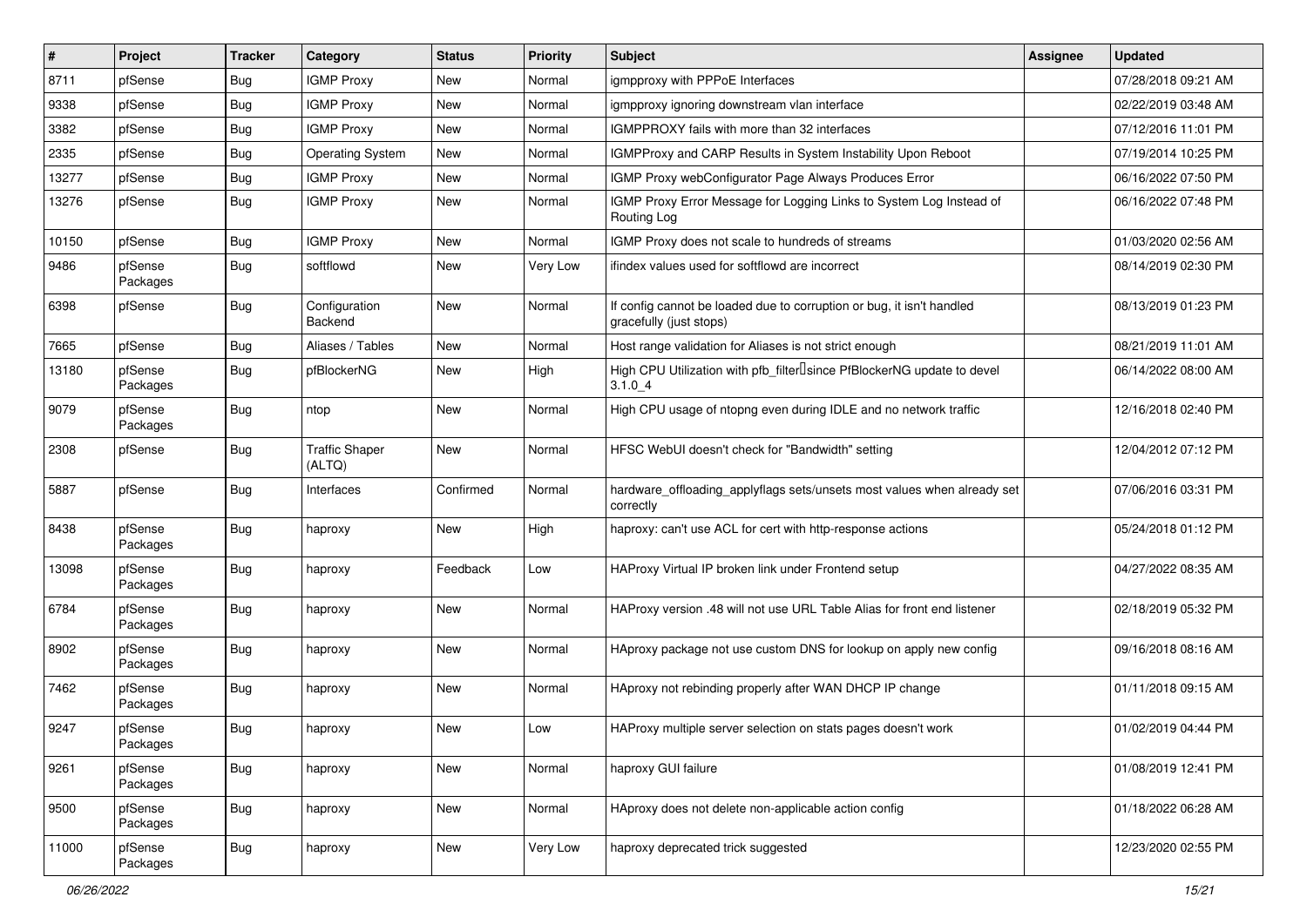| # | Project | Tracker | Category | Status | Priority | Subject | Assignee | Updated |
|---|---|---|---|---|---|---|---|---|
| 8711 | pfSense | Bug | IGMP Proxy | New | Normal | igmpproxy with PPPoE Interfaces | | 07/28/2018 09:21 AM |
| 9338 | pfSense | Bug | IGMP Proxy | New | Normal | igmpproxy ignoring downstream vlan interface | | 02/22/2019 03:48 AM |
| 3382 | pfSense | Bug | IGMP Proxy | New | Normal | IGMPPROXY fails with more than 32 interfaces | | 07/12/2016 11:01 PM |
| 2335 | pfSense | Bug | Operating System | New | Normal | IGMPProxy and CARP Results in System Instability Upon Reboot | | 07/19/2014 10:25 PM |
| 13277 | pfSense | Bug | IGMP Proxy | New | Normal | IGMP Proxy webConfigurator Page Always Produces Error | | 06/16/2022 07:50 PM |
| 13276 | pfSense | Bug | IGMP Proxy | New | Normal | IGMP Proxy Error Message for Logging Links to System Log Instead of Routing Log | | 06/16/2022 07:48 PM |
| 10150 | pfSense | Bug | IGMP Proxy | New | Normal | IGMP Proxy does not scale to hundreds of streams | | 01/03/2020 02:56 AM |
| 9486 | pfSense Packages | Bug | softflowd | New | Very Low | ifindex values used for softflowd are incorrect | | 08/14/2019 02:30 PM |
| 6398 | pfSense | Bug | Configuration Backend | New | Normal | If config cannot be loaded due to corruption or bug, it isn't handled gracefully (just stops) | | 08/13/2019 01:23 PM |
| 7665 | pfSense | Bug | Aliases / Tables | New | Normal | Host range validation for Aliases is not strict enough | | 08/21/2019 11:01 AM |
| 13180 | pfSense Packages | Bug | pfBlockerNG | New | High | High CPU Utilization with pfb_filter since PfBlockerNG update to devel 3.1.0_4 | | 06/14/2022 08:00 AM |
| 9079 | pfSense Packages | Bug | ntop | New | Normal | High CPU usage of ntopng even during IDLE and no network traffic | | 12/16/2018 02:40 PM |
| 2308 | pfSense | Bug | Traffic Shaper (ALTQ) | New | Normal | HFSC WebUI doesn't check for "Bandwidth" setting | | 12/04/2012 07:12 PM |
| 5887 | pfSense | Bug | Interfaces | Confirmed | Normal | hardware_offloading_applyflags sets/unsets most values when already set correctly | | 07/06/2016 03:31 PM |
| 8438 | pfSense Packages | Bug | haproxy | New | High | haproxy: can't use ACL for cert with http-response actions | | 05/24/2018 01:12 PM |
| 13098 | pfSense Packages | Bug | haproxy | Feedback | Low | HAProxy Virtual IP broken link under Frontend setup | | 04/27/2022 08:35 AM |
| 6784 | pfSense Packages | Bug | haproxy | New | Normal | HAProxy version .48 will not use URL Table Alias for front end listener | | 02/18/2019 05:32 PM |
| 8902 | pfSense Packages | Bug | haproxy | New | Normal | HAproxy package not use custom DNS for lookup on apply new config | | 09/16/2018 08:16 AM |
| 7462 | pfSense Packages | Bug | haproxy | New | Normal | HAproxy not rebinding properly after WAN DHCP IP change | | 01/11/2018 09:15 AM |
| 9247 | pfSense Packages | Bug | haproxy | New | Low | HAProxy multiple server selection on stats pages doesn't work | | 01/02/2019 04:44 PM |
| 9261 | pfSense Packages | Bug | haproxy | New | Normal | haproxy GUI failure | | 01/08/2019 12:41 PM |
| 9500 | pfSense Packages | Bug | haproxy | New | Normal | HAproxy does not delete non-applicable action config | | 01/18/2022 06:28 AM |
| 11000 | pfSense Packages | Bug | haproxy | New | Very Low | haproxy deprecated trick suggested | | 12/23/2020 02:55 PM |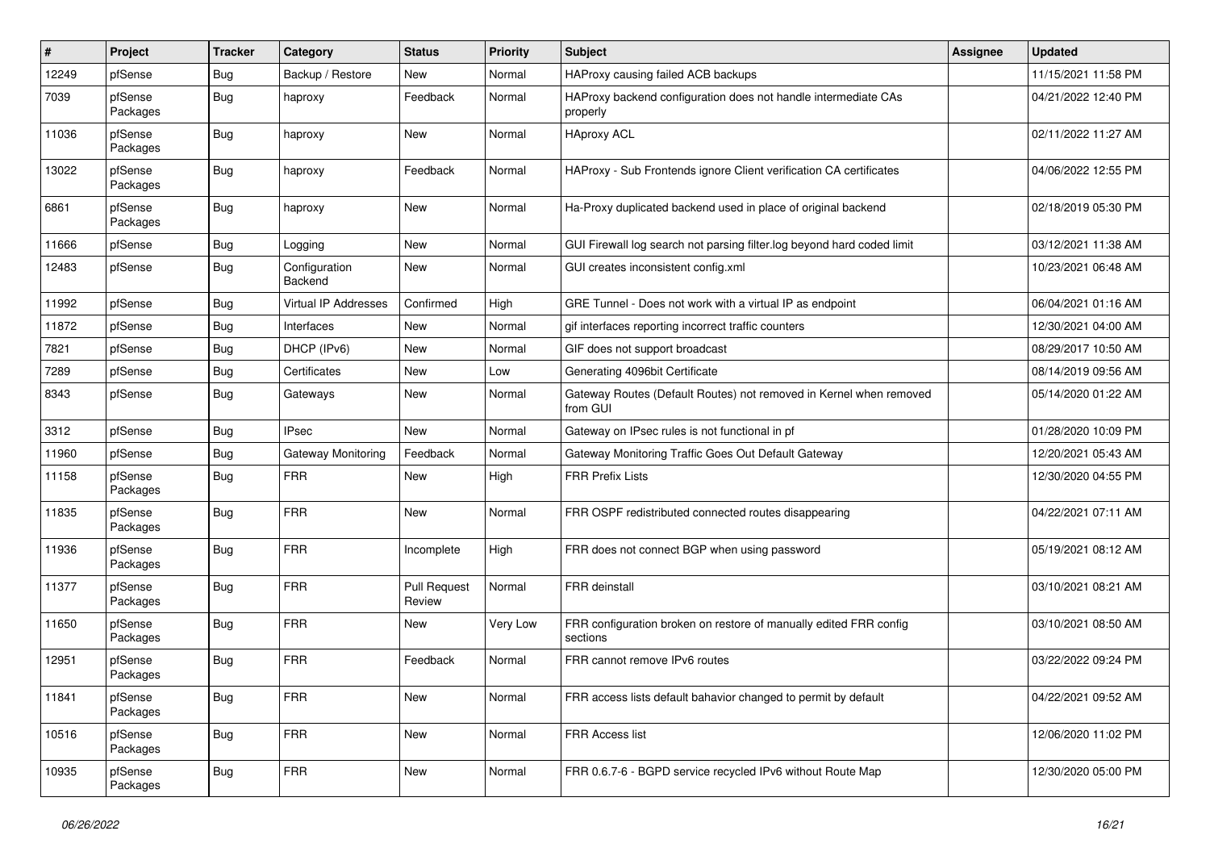| # | Project | Tracker | Category | Status | Priority | Subject | Assignee | Updated |
|---|---|---|---|---|---|---|---|---|
| 12249 | pfSense | Bug | Backup / Restore | New | Normal | HAProxy causing failed ACB backups | | 11/15/2021 11:58 PM |
| 7039 | pfSense Packages | Bug | haproxy | Feedback | Normal | HAProxy backend configuration does not handle intermediate CAs properly | | 04/21/2022 12:40 PM |
| 11036 | pfSense Packages | Bug | haproxy | New | Normal | HAproxy ACL | | 02/11/2022 11:27 AM |
| 13022 | pfSense Packages | Bug | haproxy | Feedback | Normal | HAProxy - Sub Frontends ignore Client verification CA certificates | | 04/06/2022 12:55 PM |
| 6861 | pfSense Packages | Bug | haproxy | New | Normal | Ha-Proxy duplicated backend used in place of original backend | | 02/18/2019 05:30 PM |
| 11666 | pfSense | Bug | Logging | New | Normal | GUI Firewall log search not parsing filter.log beyond hard coded limit | | 03/12/2021 11:38 AM |
| 12483 | pfSense | Bug | Configuration Backend | New | Normal | GUI creates inconsistent config.xml | | 10/23/2021 06:48 AM |
| 11992 | pfSense | Bug | Virtual IP Addresses | Confirmed | High | GRE Tunnel - Does not work with a virtual IP as endpoint | | 06/04/2021 01:16 AM |
| 11872 | pfSense | Bug | Interfaces | New | Normal | gif interfaces reporting incorrect traffic counters | | 12/30/2021 04:00 AM |
| 7821 | pfSense | Bug | DHCP (IPv6) | New | Normal | GIF does not support broadcast | | 08/29/2017 10:50 AM |
| 7289 | pfSense | Bug | Certificates | New | Low | Generating 4096bit Certificate | | 08/14/2019 09:56 AM |
| 8343 | pfSense | Bug | Gateways | New | Normal | Gateway Routes (Default Routes) not removed in Kernel when removed from GUI | | 05/14/2020 01:22 AM |
| 3312 | pfSense | Bug | IPsec | New | Normal | Gateway on IPsec rules is not functional in pf | | 01/28/2020 10:09 PM |
| 11960 | pfSense | Bug | Gateway Monitoring | Feedback | Normal | Gateway Monitoring Traffic Goes Out Default Gateway | | 12/20/2021 05:43 AM |
| 11158 | pfSense Packages | Bug | FRR | New | High | FRR Prefix Lists | | 12/30/2020 04:55 PM |
| 11835 | pfSense Packages | Bug | FRR | New | Normal | FRR OSPF redistributed connected routes disappearing | | 04/22/2021 07:11 AM |
| 11936 | pfSense Packages | Bug | FRR | Incomplete | High | FRR does not connect BGP when using password | | 05/19/2021 08:12 AM |
| 11377 | pfSense Packages | Bug | FRR | Pull Request Review | Normal | FRR deinstall | | 03/10/2021 08:21 AM |
| 11650 | pfSense Packages | Bug | FRR | New | Very Low | FRR configuration broken on restore of manually edited FRR config sections | | 03/10/2021 08:50 AM |
| 12951 | pfSense Packages | Bug | FRR | Feedback | Normal | FRR cannot remove IPv6 routes | | 03/22/2022 09:24 PM |
| 11841 | pfSense Packages | Bug | FRR | New | Normal | FRR access lists default bahavior changed to permit by default | | 04/22/2021 09:52 AM |
| 10516 | pfSense Packages | Bug | FRR | New | Normal | FRR Access list | | 12/06/2020 11:02 PM |
| 10935 | pfSense Packages | Bug | FRR | New | Normal | FRR 0.6.7-6 - BGPD service recycled IPv6 without Route Map | | 12/30/2020 05:00 PM |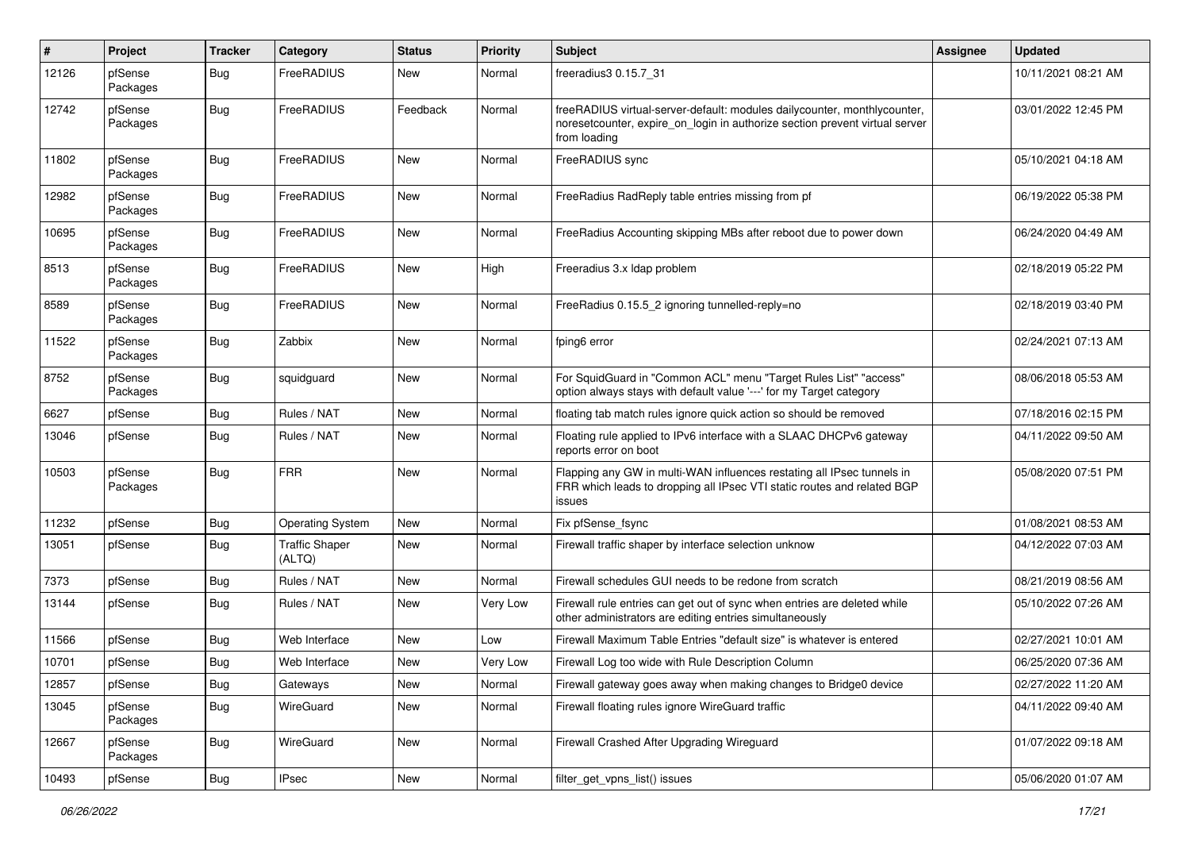| # | Project | Tracker | Category | Status | Priority | Subject | Assignee | Updated |
|---|---|---|---|---|---|---|---|---|
| 12126 | pfSense Packages | Bug | FreeRADIUS | New | Normal | freeradius3 0.15.7_31 | | 10/11/2021 08:21 AM |
| 12742 | pfSense Packages | Bug | FreeRADIUS | Feedback | Normal | freeRADIUS virtual-server-default: modules dailycounter, monthlycounter, noresetcounter, expire_on_login in authorize section prevent virtual server from loading | | 03/01/2022 12:45 PM |
| 11802 | pfSense Packages | Bug | FreeRADIUS | New | Normal | FreeRADIUS sync | | 05/10/2021 04:18 AM |
| 12982 | pfSense Packages | Bug | FreeRADIUS | New | Normal | FreeRadius RadReply table entries missing from pf | | 06/19/2022 05:38 PM |
| 10695 | pfSense Packages | Bug | FreeRADIUS | New | Normal | FreeRadius Accounting skipping MBs after reboot due to power down | | 06/24/2020 04:49 AM |
| 8513 | pfSense Packages | Bug | FreeRADIUS | New | High | Freeradius 3.x ldap problem | | 02/18/2019 05:22 PM |
| 8589 | pfSense Packages | Bug | FreeRADIUS | New | Normal | FreeRadius 0.15.5_2 ignoring tunnelled-reply=no | | 02/18/2019 03:40 PM |
| 11522 | pfSense Packages | Bug | Zabbix | New | Normal | fping6 error | | 02/24/2021 07:13 AM |
| 8752 | pfSense Packages | Bug | squidguard | New | Normal | For SquidGuard in "Common ACL" menu "Target Rules List" "access" option always stays with default value '---' for my Target category | | 08/06/2018 05:53 AM |
| 6627 | pfSense | Bug | Rules / NAT | New | Normal | floating tab match rules ignore quick action so should be removed | | 07/18/2016 02:15 PM |
| 13046 | pfSense | Bug | Rules / NAT | New | Normal | Floating rule applied to IPv6 interface with a SLAAC DHCPv6 gateway reports error on boot | | 04/11/2022 09:50 AM |
| 10503 | pfSense Packages | Bug | FRR | New | Normal | Flapping any GW in multi-WAN influences restating all IPsec tunnels in FRR which leads to dropping all IPsec VTI static routes and related BGP issues | | 05/08/2020 07:51 PM |
| 11232 | pfSense | Bug | Operating System | New | Normal | Fix pfSense_fsync | | 01/08/2021 08:53 AM |
| 13051 | pfSense | Bug | Traffic Shaper (ALTQ) | New | Normal | Firewall traffic shaper by interface selection unknow | | 04/12/2022 07:03 AM |
| 7373 | pfSense | Bug | Rules / NAT | New | Normal | Firewall schedules GUI needs to be redone from scratch | | 08/21/2019 08:56 AM |
| 13144 | pfSense | Bug | Rules / NAT | New | Very Low | Firewall rule entries can get out of sync when entries are deleted while other administrators are editing entries simultaneously | | 05/10/2022 07:26 AM |
| 11566 | pfSense | Bug | Web Interface | New | Low | Firewall Maximum Table Entries "default size" is whatever is entered | | 02/27/2021 10:01 AM |
| 10701 | pfSense | Bug | Web Interface | New | Very Low | Firewall Log too wide with Rule Description Column | | 06/25/2020 07:36 AM |
| 12857 | pfSense | Bug | Gateways | New | Normal | Firewall gateway goes away when making changes to Bridge0 device | | 02/27/2022 11:20 AM |
| 13045 | pfSense Packages | Bug | WireGuard | New | Normal | Firewall floating rules ignore WireGuard traffic | | 04/11/2022 09:40 AM |
| 12667 | pfSense Packages | Bug | WireGuard | New | Normal | Firewall Crashed After Upgrading Wireguard | | 01/07/2022 09:18 AM |
| 10493 | pfSense | Bug | IPsec | New | Normal | filter_get_vpns_list() issues | | 05/06/2020 01:07 AM |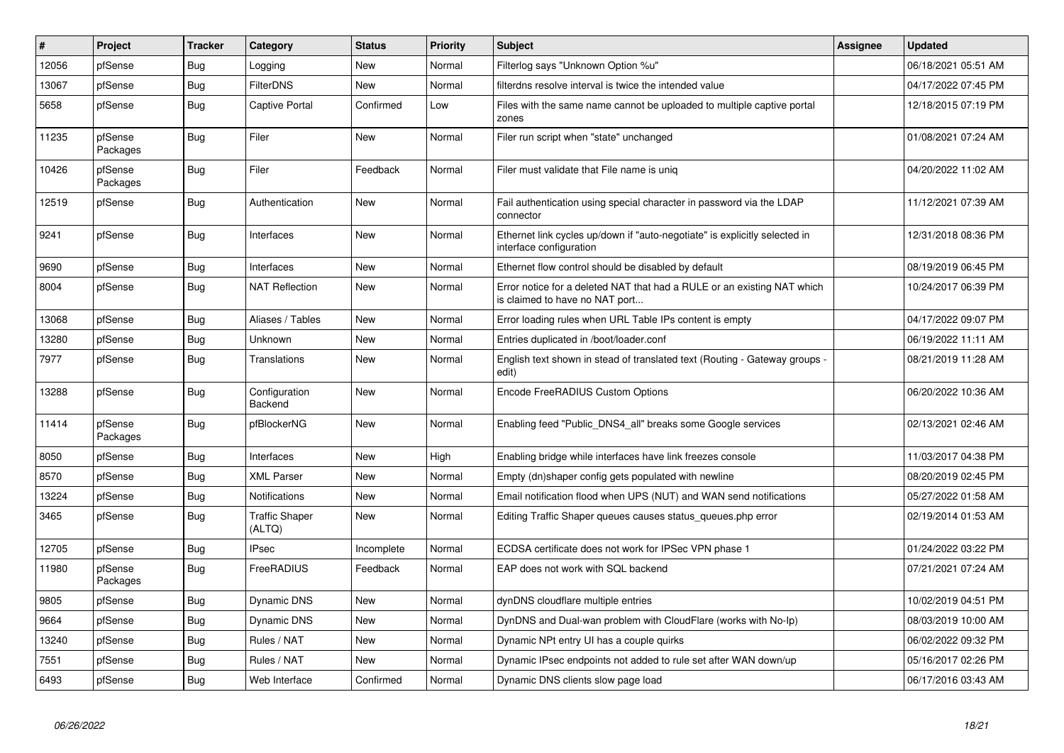| # | Project | Tracker | Category | Status | Priority | Subject | Assignee | Updated |
|---|---|---|---|---|---|---|---|---|
| 12056 | pfSense | Bug | Logging | New | Normal | Filterlog says "Unknown Option %u" | | 06/18/2021 05:51 AM |
| 13067 | pfSense | Bug | FilterDNS | New | Normal | filterdns resolve interval is twice the intended value | | 04/17/2022 07:45 PM |
| 5658 | pfSense | Bug | Captive Portal | Confirmed | Low | Files with the same name cannot be uploaded to multiple captive portal zones | | 12/18/2015 07:19 PM |
| 11235 | pfSense Packages | Bug | Filer | New | Normal | Filer run script when "state" unchanged | | 01/08/2021 07:24 AM |
| 10426 | pfSense Packages | Bug | Filer | Feedback | Normal | Filer must validate that File name is uniq | | 04/20/2022 11:02 AM |
| 12519 | pfSense | Bug | Authentication | New | Normal | Fail authentication using special character in password via the LDAP connector | | 11/12/2021 07:39 AM |
| 9241 | pfSense | Bug | Interfaces | New | Normal | Ethernet link cycles up/down if "auto-negotiate" is explicitly selected in interface configuration | | 12/31/2018 08:36 PM |
| 9690 | pfSense | Bug | Interfaces | New | Normal | Ethernet flow control should be disabled by default | | 08/19/2019 06:45 PM |
| 8004 | pfSense | Bug | NAT Reflection | New | Normal | Error notice for a deleted NAT that had a RULE or an existing NAT which is claimed to have no NAT port... | | 10/24/2017 06:39 PM |
| 13068 | pfSense | Bug | Aliases / Tables | New | Normal | Error loading rules when URL Table IPs content is empty | | 04/17/2022 09:07 PM |
| 13280 | pfSense | Bug | Unknown | New | Normal | Entries duplicated in /boot/loader.conf | | 06/19/2022 11:11 AM |
| 7977 | pfSense | Bug | Translations | New | Normal | English text shown in stead of translated text (Routing - Gateway groups - edit) | | 08/21/2019 11:28 AM |
| 13288 | pfSense | Bug | Configuration Backend | New | Normal | Encode FreeRADIUS Custom Options | | 06/20/2022 10:36 AM |
| 11414 | pfSense Packages | Bug | pfBlockerNG | New | Normal | Enabling feed "Public_DNS4_all" breaks some Google services | | 02/13/2021 02:46 AM |
| 8050 | pfSense | Bug | Interfaces | New | High | Enabling bridge while interfaces have link freezes console | | 11/03/2017 04:38 PM |
| 8570 | pfSense | Bug | XML Parser | New | Normal | Empty (dn)shaper config gets populated with newline | | 08/20/2019 02:45 PM |
| 13224 | pfSense | Bug | Notifications | New | Normal | Email notification flood when UPS (NUT) and WAN send notifications | | 05/27/2022 01:58 AM |
| 3465 | pfSense | Bug | Traffic Shaper (ALTQ) | New | Normal | Editing Traffic Shaper queues causes status_queues.php error | | 02/19/2014 01:53 AM |
| 12705 | pfSense | Bug | IPsec | Incomplete | Normal | ECDSA certificate does not work for IPSec VPN phase 1 | | 01/24/2022 03:22 PM |
| 11980 | pfSense Packages | Bug | FreeRADIUS | Feedback | Normal | EAP does not work with SQL backend | | 07/21/2021 07:24 AM |
| 9805 | pfSense | Bug | Dynamic DNS | New | Normal | dynDNS cloudflare multiple entries | | 10/02/2019 04:51 PM |
| 9664 | pfSense | Bug | Dynamic DNS | New | Normal | DynDNS and Dual-wan problem with CloudFlare (works with No-Ip) | | 08/03/2019 10:00 AM |
| 13240 | pfSense | Bug | Rules / NAT | New | Normal | Dynamic NPt entry UI has a couple quirks | | 06/02/2022 09:32 PM |
| 7551 | pfSense | Bug | Rules / NAT | New | Normal | Dynamic IPsec endpoints not added to rule set after WAN down/up | | 05/16/2017 02:26 PM |
| 6493 | pfSense | Bug | Web Interface | Confirmed | Normal | Dynamic DNS clients slow page load | | 06/17/2016 03:43 AM |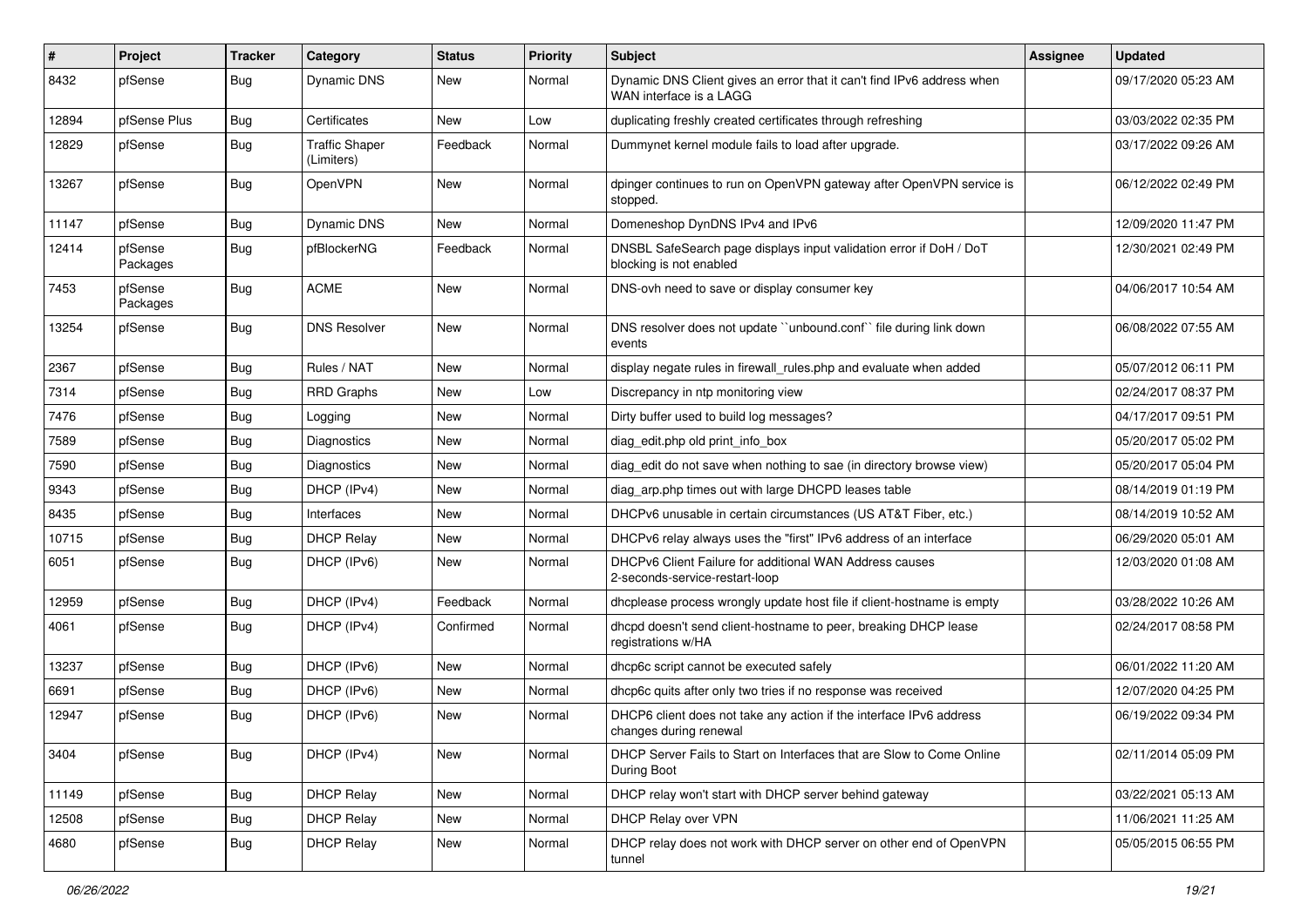| # | Project | Tracker | Category | Status | Priority | Subject | Assignee | Updated |
|---|---|---|---|---|---|---|---|---|
| 8432 | pfSense | Bug | Dynamic DNS | New | Normal | Dynamic DNS Client gives an error that it can't find IPv6 address when WAN interface is a LAGG | | 09/17/2020 05:23 AM |
| 12894 | pfSense Plus | Bug | Certificates | New | Low | duplicating freshly created certificates through refreshing | | 03/03/2022 02:35 PM |
| 12829 | pfSense | Bug | Traffic Shaper (Limiters) | Feedback | Normal | Dummynet kernel module fails to load after upgrade. | | 03/17/2022 09:26 AM |
| 13267 | pfSense | Bug | OpenVPN | New | Normal | dpinger continues to run on OpenVPN gateway after OpenVPN service is stopped. | | 06/12/2022 02:49 PM |
| 11147 | pfSense | Bug | Dynamic DNS | New | Normal | Domeneshop DynDNS IPv4 and IPv6 | | 12/09/2020 11:47 PM |
| 12414 | pfSense Packages | Bug | pfBlockerNG | Feedback | Normal | DNSBL SafeSearch page displays input validation error if DoH / DoT blocking is not enabled | | 12/30/2021 02:49 PM |
| 7453 | pfSense Packages | Bug | ACME | New | Normal | DNS-ovh need to save or display consumer key | | 04/06/2017 10:54 AM |
| 13254 | pfSense | Bug | DNS Resolver | New | Normal | DNS resolver does not update ``unbound.conf`` file during link down events | | 06/08/2022 07:55 AM |
| 2367 | pfSense | Bug | Rules / NAT | New | Normal | display negate rules in firewall_rules.php and evaluate when added | | 05/07/2012 06:11 PM |
| 7314 | pfSense | Bug | RRD Graphs | New | Low | Discrepancy in ntp monitoring view | | 02/24/2017 08:37 PM |
| 7476 | pfSense | Bug | Logging | New | Normal | Dirty buffer used to build log messages? | | 04/17/2017 09:51 PM |
| 7589 | pfSense | Bug | Diagnostics | New | Normal | diag_edit.php old print_info_box | | 05/20/2017 05:02 PM |
| 7590 | pfSense | Bug | Diagnostics | New | Normal | diag_edit do not save when nothing to sae (in directory browse view) | | 05/20/2017 05:04 PM |
| 9343 | pfSense | Bug | DHCP (IPv4) | New | Normal | diag_arp.php times out with large DHCPD leases table | | 08/14/2019 01:19 PM |
| 8435 | pfSense | Bug | Interfaces | New | Normal | DHCPv6 unusable in certain circumstances (US AT&T Fiber, etc.) | | 08/14/2019 10:52 AM |
| 10715 | pfSense | Bug | DHCP Relay | New | Normal | DHCPv6 relay always uses the "first" IPv6 address of an interface | | 06/29/2020 05:01 AM |
| 6051 | pfSense | Bug | DHCP (IPv6) | New | Normal | DHCPv6 Client Failure for additional WAN Address causes 2-seconds-service-restart-loop | | 12/03/2020 01:08 AM |
| 12959 | pfSense | Bug | DHCP (IPv4) | Feedback | Normal | dhcplease process wrongly update host file if client-hostname is empty | | 03/28/2022 10:26 AM |
| 4061 | pfSense | Bug | DHCP (IPv4) | Confirmed | Normal | dhcpd doesn't send client-hostname to peer, breaking DHCP lease registrations w/HA | | 02/24/2017 08:58 PM |
| 13237 | pfSense | Bug | DHCP (IPv6) | New | Normal | dhcp6c script cannot be executed safely | | 06/01/2022 11:20 AM |
| 6691 | pfSense | Bug | DHCP (IPv6) | New | Normal | dhcp6c quits after only two tries if no response was received | | 12/07/2020 04:25 PM |
| 12947 | pfSense | Bug | DHCP (IPv6) | New | Normal | DHCP6 client does not take any action if the interface IPv6 address changes during renewal | | 06/19/2022 09:34 PM |
| 3404 | pfSense | Bug | DHCP (IPv4) | New | Normal | DHCP Server Fails to Start on Interfaces that are Slow to Come Online During Boot | | 02/11/2014 05:09 PM |
| 11149 | pfSense | Bug | DHCP Relay | New | Normal | DHCP relay won't start with DHCP server behind gateway | | 03/22/2021 05:13 AM |
| 12508 | pfSense | Bug | DHCP Relay | New | Normal | DHCP Relay over VPN | | 11/06/2021 11:25 AM |
| 4680 | pfSense | Bug | DHCP Relay | New | Normal | DHCP relay does not work with DHCP server on other end of OpenVPN tunnel | | 05/05/2015 06:55 PM |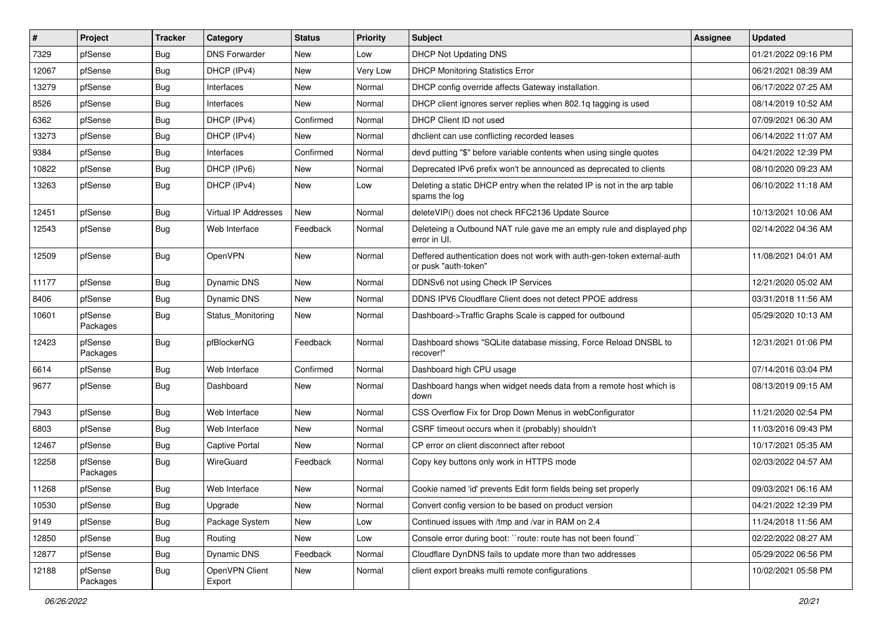| # | Project | Tracker | Category | Status | Priority | Subject | Assignee | Updated |
|---|---|---|---|---|---|---|---|---|
| 7329 | pfSense | Bug | DNS Forwarder | New | Low | DHCP Not Updating DNS | | 01/21/2022 09:16 PM |
| 12067 | pfSense | Bug | DHCP (IPv4) | New | Very Low | DHCP Monitoring Statistics Error | | 06/21/2021 08:39 AM |
| 13279 | pfSense | Bug | Interfaces | New | Normal | DHCP config override affects Gateway installation. | | 06/17/2022 07:25 AM |
| 8526 | pfSense | Bug | Interfaces | New | Normal | DHCP client ignores server replies when 802.1q tagging is used | | 08/14/2019 10:52 AM |
| 6362 | pfSense | Bug | DHCP (IPv4) | Confirmed | Normal | DHCP Client ID not used | | 07/09/2021 06:30 AM |
| 13273 | pfSense | Bug | DHCP (IPv4) | New | Normal | dhclient can use conflicting recorded leases | | 06/14/2022 11:07 AM |
| 9384 | pfSense | Bug | Interfaces | Confirmed | Normal | devd putting "$" before variable contents when using single quotes | | 04/21/2022 12:39 PM |
| 10822 | pfSense | Bug | DHCP (IPv6) | New | Normal | Deprecated IPv6 prefix won't be announced as deprecated to clients | | 08/10/2020 09:23 AM |
| 13263 | pfSense | Bug | DHCP (IPv4) | New | Low | Deleting a static DHCP entry when the related IP is not in the arp table spams the log | | 06/10/2022 11:18 AM |
| 12451 | pfSense | Bug | Virtual IP Addresses | New | Normal | deleteVIP() does not check RFC2136 Update Source | | 10/13/2021 10:06 AM |
| 12543 | pfSense | Bug | Web Interface | Feedback | Normal | Deleteing a Outbound NAT rule gave me an empty rule and displayed php error in UI. | | 02/14/2022 04:36 AM |
| 12509 | pfSense | Bug | OpenVPN | New | Normal | Deffered authentication does not work with auth-gen-token external-auth or pusk "auth-token" | | 11/08/2021 04:01 AM |
| 11177 | pfSense | Bug | Dynamic DNS | New | Normal | DDNSv6 not using Check IP Services | | 12/21/2020 05:02 AM |
| 8406 | pfSense | Bug | Dynamic DNS | New | Normal | DDNS IPV6 Cloudflare Client does not detect PPOE address | | 03/31/2018 11:56 AM |
| 10601 | pfSense Packages | Bug | Status_Monitoring | New | Normal | Dashboard->Traffic Graphs Scale is capped for outbound | | 05/29/2020 10:13 AM |
| 12423 | pfSense Packages | Bug | pfBlockerNG | Feedback | Normal | Dashboard shows "SQLite database missing, Force Reload DNSBL to recover!" | | 12/31/2021 01:06 PM |
| 6614 | pfSense | Bug | Web Interface | Confirmed | Normal | Dashboard high CPU usage | | 07/14/2016 03:04 PM |
| 9677 | pfSense | Bug | Dashboard | New | Normal | Dashboard hangs when widget needs data from a remote host which is down | | 08/13/2019 09:15 AM |
| 7943 | pfSense | Bug | Web Interface | New | Normal | CSS Overflow Fix for Drop Down Menus in webConfigurator | | 11/21/2020 02:54 PM |
| 6803 | pfSense | Bug | Web Interface | New | Normal | CSRF timeout occurs when it (probably) shouldn't | | 11/03/2016 09:43 PM |
| 12467 | pfSense | Bug | Captive Portal | New | Normal | CP error on client disconnect after reboot | | 10/17/2021 05:35 AM |
| 12258 | pfSense Packages | Bug | WireGuard | Feedback | Normal | Copy key buttons only work in HTTPS mode | | 02/03/2022 04:57 AM |
| 11268 | pfSense | Bug | Web Interface | New | Normal | Cookie named 'id' prevents Edit form fields being set properly | | 09/03/2021 06:16 AM |
| 10530 | pfSense | Bug | Upgrade | New | Normal | Convert config version to be based on product version | | 04/21/2022 12:39 PM |
| 9149 | pfSense | Bug | Package System | New | Low | Continued issues with /tmp and /var in RAM on 2.4 | | 11/24/2018 11:56 AM |
| 12850 | pfSense | Bug | Routing | New | Low | Console error during boot: ``route: route has not been found`` | | 02/22/2022 08:27 AM |
| 12877 | pfSense | Bug | Dynamic DNS | Feedback | Normal | Cloudflare DynDNS fails to update more than two addresses | | 05/29/2022 06:56 PM |
| 12188 | pfSense Packages | Bug | OpenVPN Client Export | New | Normal | client export breaks multi remote configurations | | 10/02/2021 05:58 PM |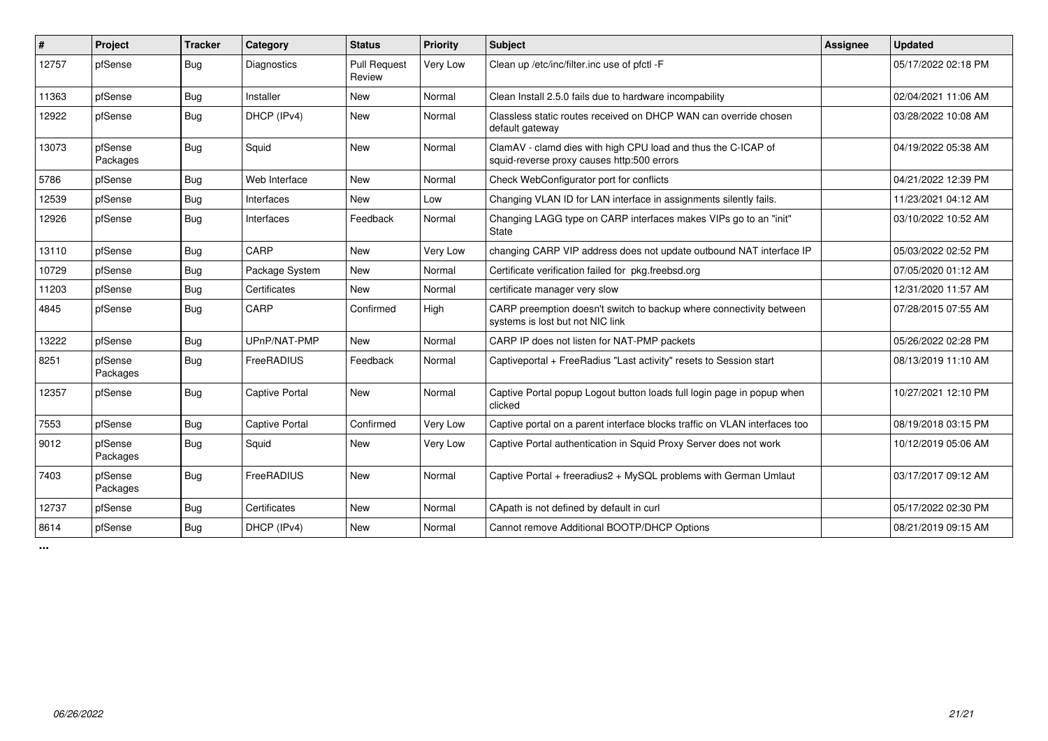| # | Project | Tracker | Category | Status | Priority | Subject | Assignee | Updated |
|---|---|---|---|---|---|---|---|---|
| 12757 | pfSense | Bug | Diagnostics | Pull Request Review | Very Low | Clean up /etc/inc/filter.inc use of pfctl -F | | 05/17/2022 02:18 PM |
| 11363 | pfSense | Bug | Installer | New | Normal | Clean Install 2.5.0 fails due to hardware incompability | | 02/04/2021 11:06 AM |
| 12922 | pfSense | Bug | DHCP (IPv4) | New | Normal | Classless static routes received on DHCP WAN can override chosen default gateway | | 03/28/2022 10:08 AM |
| 13073 | pfSense Packages | Bug | Squid | New | Normal | ClamAV - clamd dies with high CPU load and thus the C-ICAP of squid-reverse proxy causes http:500 errors | | 04/19/2022 05:38 AM |
| 5786 | pfSense | Bug | Web Interface | New | Normal | Check WebConfigurator port for conflicts | | 04/21/2022 12:39 PM |
| 12539 | pfSense | Bug | Interfaces | New | Low | Changing VLAN ID for LAN interface in assignments silently fails. | | 11/23/2021 04:12 AM |
| 12926 | pfSense | Bug | Interfaces | Feedback | Normal | Changing LAGG type on CARP interfaces makes VIPs go to an "init" State | | 03/10/2022 10:52 AM |
| 13110 | pfSense | Bug | CARP | New | Very Low | changing CARP VIP address does not update outbound NAT interface IP | | 05/03/2022 02:52 PM |
| 10729 | pfSense | Bug | Package System | New | Normal | Certificate verification failed for pkg.freebsd.org | | 07/05/2020 01:12 AM |
| 11203 | pfSense | Bug | Certificates | New | Normal | certificate manager very slow | | 12/31/2020 11:57 AM |
| 4845 | pfSense | Bug | CARP | Confirmed | High | CARP preemption doesn't switch to backup where connectivity between systems is lost but not NIC link | | 07/28/2015 07:55 AM |
| 13222 | pfSense | Bug | UPnP/NAT-PMP | New | Normal | CARP IP does not listen for NAT-PMP packets | | 05/26/2022 02:28 PM |
| 8251 | pfSense Packages | Bug | FreeRADIUS | Feedback | Normal | Captiveportal + FreeRadius "Last activity" resets to Session start | | 08/13/2019 11:10 AM |
| 12357 | pfSense | Bug | Captive Portal | New | Normal | Captive Portal popup Logout button loads full login page in popup when clicked | | 10/27/2021 12:10 PM |
| 7553 | pfSense | Bug | Captive Portal | Confirmed | Very Low | Captive portal on a parent interface blocks traffic on VLAN interfaces too | | 08/19/2018 03:15 PM |
| 9012 | pfSense Packages | Bug | Squid | New | Very Low | Captive Portal authentication in Squid Proxy Server does not work | | 10/12/2019 05:06 AM |
| 7403 | pfSense Packages | Bug | FreeRADIUS | New | Normal | Captive Portal + freeradius2 + MySQL problems with German Umlaut | | 03/17/2017 09:12 AM |
| 12737 | pfSense | Bug | Certificates | New | Normal | CApath is not defined by default in curl | | 05/17/2022 02:30 PM |
| 8614 | pfSense | Bug | DHCP (IPv4) | New | Normal | Cannot remove Additional BOOTP/DHCP Options | | 08/21/2019 09:15 AM |

...